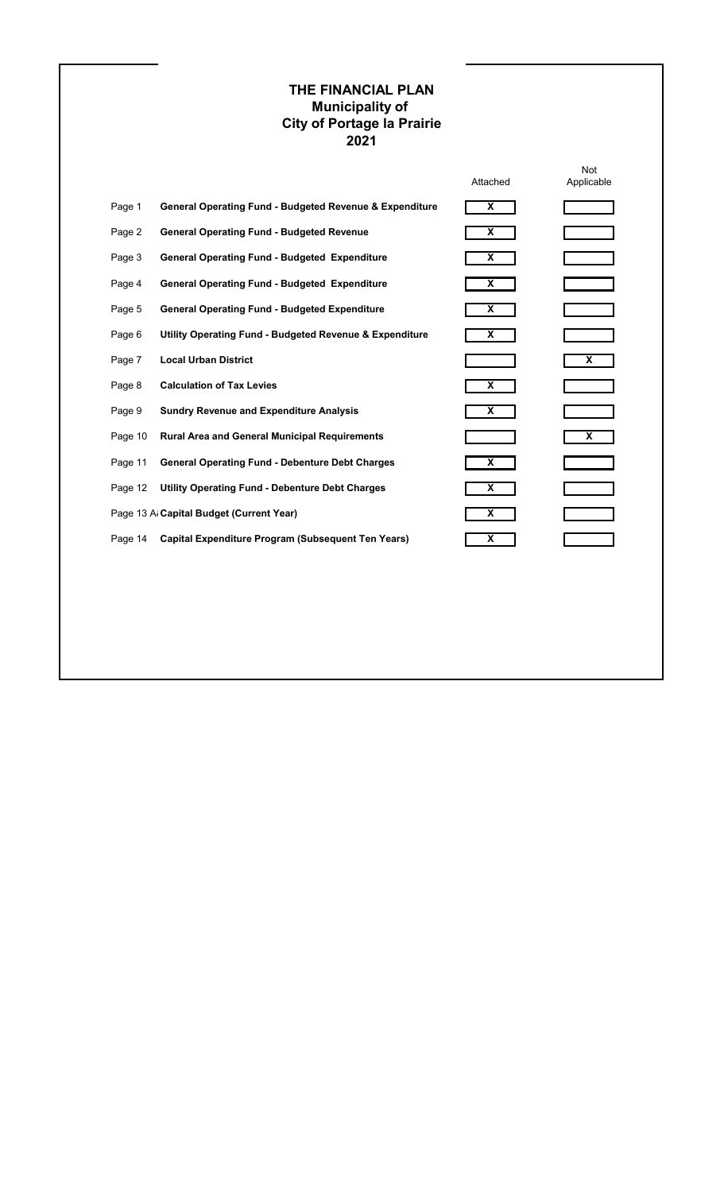# THE FINANCIAL PLAN
## Municipality of
## City of Portage la Prairie
## 2021

| | | Attached | Not Applicable |
|---|---|---|---|
| Page 1 | **General Operating Fund - Budgeted Revenue & Expenditure** | X | |
| Page 2 | **General Operating Fund - Budgeted Revenue** | X | |
| Page 3 | **General Operating Fund - Budgeted Expenditure** | X | |
| Page 4 | **General Operating Fund - Budgeted Expenditure** | X | |
| Page 5 | **General Operating Fund - Budgeted Expenditure** | X | |
| Page 6 | **Utility Operating Fund - Budgeted Revenue & Expenditure** | X | |
| Page 7 | **Local Urban District** | | X |
| Page 8 | **Calculation of Tax Levies** | X | |
| Page 9 | **Sundry Revenue and Expenditure Analysis** | X | |
| Page 10 | **Rural Area and General Municipal Requirements** | | X |
| Page 11 | **General Operating Fund - Debenture Debt Charges** | X | |
| Page 12 | **Utility Operating Fund - Debenture Debt Charges** | X | |
| Page 13 A | **Capital Budget (Current Year)** | X | |
| Page 14 | **Capital Expenditure Program (Subsequent Ten Years)** | X | |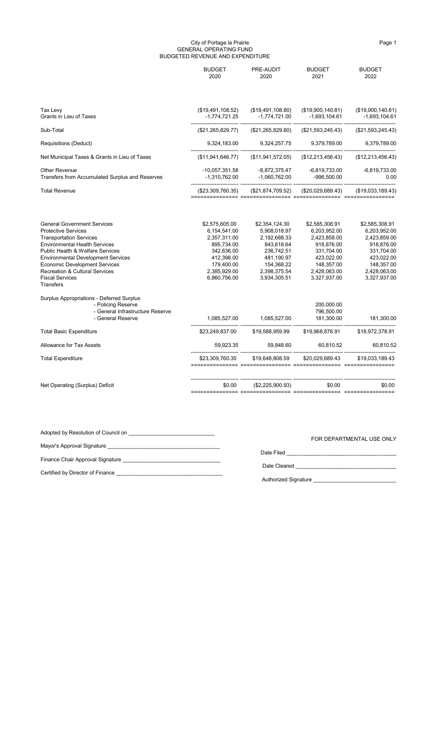City of Portage la Prairie
GENERAL OPERATING FUND
BUDGETED REVENUE AND EXPENDITURE

| | BUDGET 2020 | PRE-AUDIT 2020 | BUDGET 2021 | BUDGET 2022 |
|---|---|---|---|---|
| Tax Levy | ($19,491,108.52) | ($19,491,108.80) | ($19,900,140.81) | ($19,900,140.81) |
| Grants in Lieu of Taxes | -1,774,721.25 | -1,774,721.00 | -1,693,104.61 | -1,693,104.61 |
| Sub-Total | ($21,265,829.77) | ($21,265,829.80) | ($21,593,245.43) | ($21,593,245.43) |
| Requisitions (Deduct) | 9,324,183.00 | 9,324,257.75 | 9,379,789.00 | 9,379,789.00 |
| Net Municipal Taxes & Grants in Lieu of Taxes | ($11,941,646.77) | ($11,941,572.05) | ($12,213,456.43) | ($12,213,456.43) |
| Other Revenue | -10,057,351.58 | -8,872,375.47 | -6,819,733.00 | -6,819,733.00 |
| Transfers from Accumulated Surplus and Reserves | -1,310,762.00 | -1,060,762.00 | -996,500.00 | 0.00 |
| Total Revenue | ($23,309,760.35) | ($21,874,709.52) | ($20,029,689.43) | ($19,033,189.43) |
| General Government Services | $2,575,605.00 | $2,354,124.30 | $2,585,308.91 | $2,585,308.91 |
| Protective Services | 6,154,541.00 | 5,908,018.97 | 6,203,952.00 | 6,203,952.00 |
| Transportation Services | 2,357,311.00 | 2,192,688.33 | 2,423,859.00 | 2,423,859.00 |
| Environmental Health Services | 895,734.00 | 843,618.64 | 918,876.00 | 918,876.00 |
| Public Health & Welfare Services | 342,636.00 | 236,742.51 | 331,704.00 | 331,704.00 |
| Environmental Development Services | 412,398.00 | 481,190.97 | 423,022.00 | 423,022.00 |
| Economic Development Services | 179,400.00 | 154,368.22 | 148,357.00 | 148,357.00 |
| Recreation & Cultural Services | 2,385,929.00 | 2,398,375.54 | 2,428,063.00 | 2,428,063.00 |
| Fiscal Services | 6,860,756.00 | 3,934,305.51 | 3,327,937.00 | 3,327,937.00 |
| Transfers | | | | |
| Surplus Appropriations - Deferred Surplus | | | | |
| - Policing Reserve | | | 200,000.00 | |
| - General Infrastructure Reserve | | | 796,500.00 | |
| - General Reserve | 1,085,527.00 | 1,085,527.00 | 181,300.00 | 181,300.00 |
| Total Basic Expenditure | $23,249,837.00 | $19,588,959.99 | $19,968,878.91 | $18,972,378.91 |
| Allowance for Tax Assets | 59,923.35 | 59,848.60 | 60,810.52 | 60,810.52 |
| Total Expenditure | $23,309,760.35 | $19,648,808.59 | $20,029,689.43 | $19,033,189.43 |
| Net Operating (Surplus) Deficit | $0.00 | ($2,225,900.93) | $0.00 | $0.00 |

Adopted by Resolution of Council on ____________________________

Mayor's Approval Signature ____________________________

Finance Chair Approval Signature ____________________________

Certified by Director of Finance ____________________________

FOR DEPARTMENTAL USE ONLY

Date Filed ____________________________

Date Cleared ____________________________

Authorized Signature ____________________________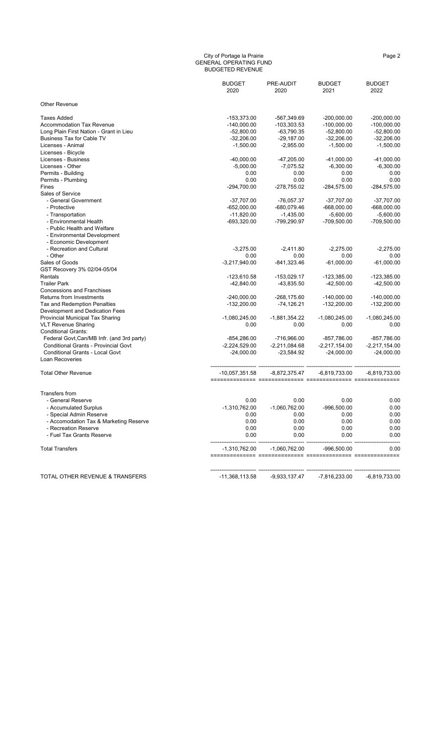City of Portage la Prairie
GENERAL OPERATING FUND
BUDGETED REVENUE

| | BUDGET 2020 | PRE-AUDIT 2020 | BUDGET 2021 | BUDGET 2022 |
|---|---|---|---|---|
| Other Revenue | | | | |
| Taxes Added | -153,373.00 | -567,349.69 | -200,000.00 | -200,000.00 |
| Accommodation Tax Revenue | -140,000.00 | -103,303.53 | -100,000.00 | -100,000.00 |
| Long Plain First Nation - Grant in Lieu | -52,800.00 | -63,790.35 | -52,800.00 | -52,800.00 |
| Business Tax for Cable TV | -32,206.00 | -29,187.00 | -32,206.00 | -32,206.00 |
| Licenses - Animal | -1,500.00 | -2,955.00 | -1,500.00 | -1,500.00 |
| Licenses - Bicycle | | | | |
| Licenses - Business | -40,000.00 | -47,205.00 | -41,000.00 | -41,000.00 |
| Licenses - Other | -5,000.00 | -7,075.52 | -6,300.00 | -6,300.00 |
| Permits - Building | 0.00 | 0.00 | 0.00 | 0.00 |
| Permits - Plumbing | 0.00 | 0.00 | 0.00 | 0.00 |
| Fines | -294,700.00 | -278,755.02 | -284,575.00 | -284,575.00 |
| Sales of Service | | | | |
| - General Government | -37,707.00 | -76,057.37 | -37,707.00 | -37,707.00 |
| - Protective | -652,000.00 | -680,079.46 | -668,000.00 | -668,000.00 |
| - Transportation | -11,820.00 | -1,435.00 | -5,600.00 | -5,600.00 |
| - Environmental Health | -693,320.00 | -799,290.97 | -709,500.00 | -709,500.00 |
| - Public Health and Welfare | | | | |
| - Environmental Development | | | | |
| - Economic Development | | | | |
| - Recreation and Cultural | -3,275.00 | -2,411.80 | -2,275.00 | -2,275.00 |
| - Other | 0.00 | 0.00 | 0.00 | 0.00 |
| Sales of Goods | -3,217,940.00 | -841,323.46 | -61,000.00 | -61,000.00 |
| GST Recovery 3% 02/04-05/04 | | | | |
| Rentals | -123,610.58 | -153,029.17 | -123,385.00 | -123,385.00 |
| Trailer Park | -42,840.00 | -43,835.50 | -42,500.00 | -42,500.00 |
| Concessions and Franchises | | | | |
| Returns from Investments | -240,000.00 | -268,175.60 | -140,000.00 | -140,000.00 |
| Tax and Redemption Penalties | -132,200.00 | -74,126.21 | -132,200.00 | -132,200.00 |
| Development and Dedication Fees | | | | |
| Provincial Municipal Tax Sharing | -1,080,245.00 | -1,881,354.22 | -1,080,245.00 | -1,080,245.00 |
| VLT Revenue Sharing | 0.00 | 0.00 | 0.00 | 0.00 |
| Conditional Grants: | | | | |
| Federal Govt,Can/MB Infr. (and 3rd party) | -854,286.00 | -716,966.00 | -857,786.00 | -857,786.00 |
| Conditional Grants - Provincial Govt | -2,224,529.00 | -2,211,084.68 | -2,217,154.00 | -2,217,154.00 |
| Conditional Grants - Local Govt | -24,000.00 | -23,584.92 | -24,000.00 | -24,000.00 |
| Loan Recoveries | | | | |
| Total Other Revenue | -10,057,351.58 | -8,872,375.47 | -6,819,733.00 | -6,819,733.00 |
| Transfers from | | | | |
| - General Reserve | 0.00 | 0.00 | 0.00 | 0.00 |
| - Accumulated Surplus | -1,310,762.00 | -1,060,762.00 | -996,500.00 | 0.00 |
| - Special Admin Reserve | 0.00 | 0.00 | 0.00 | 0.00 |
| - Accomodation Tax & Marketing Reserve | 0.00 | 0.00 | 0.00 | 0.00 |
| - Recreation Reserve | 0.00 | 0.00 | 0.00 | 0.00 |
| - Fuel Tax Grants Reserve | 0.00 | 0.00 | 0.00 | 0.00 |
| Total Transfers | -1,310,762.00 | -1,060,762.00 | -996,500.00 | 0.00 |
| TOTAL OTHER REVENUE & TRANSFERS | -11,368,113.58 | -9,933,137.47 | -7,816,233.00 | -6,819,733.00 |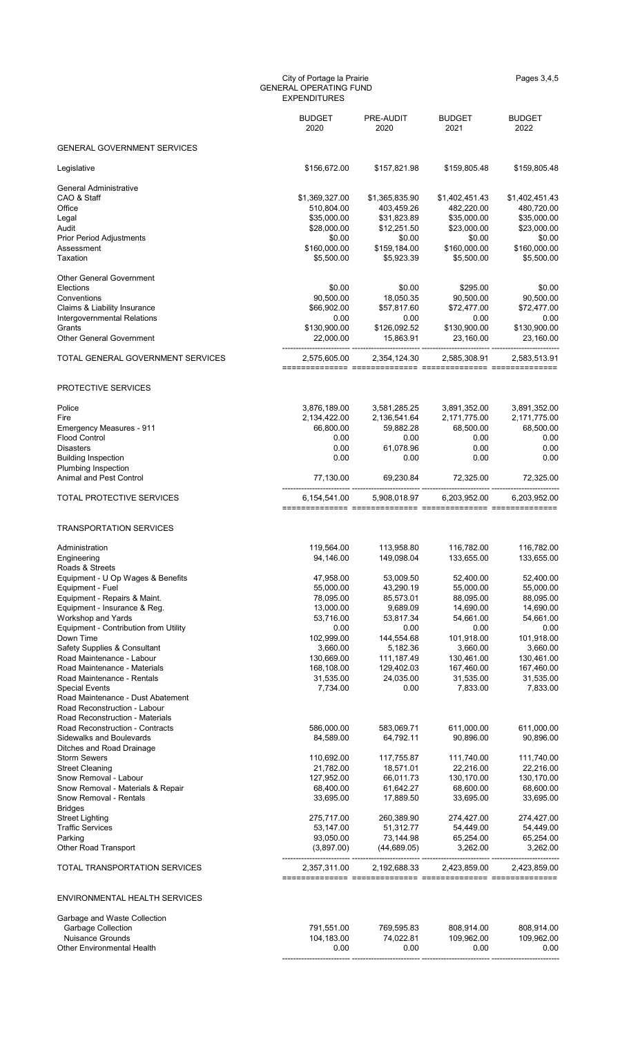City of Portage la Prairie
GENERAL OPERATING FUND
EXPENDITURES

Pages 3,4,5

| | BUDGET 2020 | PRE-AUDIT 2020 | BUDGET 2021 | BUDGET 2022 |
|---|---|---|---|---|
| **GENERAL GOVERNMENT SERVICES** | | | | |
| Legislative | $156,672.00 | $157,821.98 | $159,805.48 | $159,805.48 |
| General Administrative | | | | |
| CAO & Staff | $1,369,327.00 | $1,365,835.90 | $1,402,451.43 | $1,402,451.43 |
| Office | 510,804.00 | 403,459.26 | 482,220.00 | 480,720.00 |
| Legal | $35,000.00 | $31,823.89 | $35,000.00 | $35,000.00 |
| Audit | $28,000.00 | $12,251.50 | $23,000.00 | $23,000.00 |
| Prior Period Adjustments | $0.00 | $0.00 | $0.00 | $0.00 |
| Assessment | $160,000.00 | $159,184.00 | $160,000.00 | $160,000.00 |
| Taxation | $5,500.00 | $5,923.39 | $5,500.00 | $5,500.00 |
| Other General Government | | | | |
| Elections | $0.00 | $0.00 | $295.00 | $0.00 |
| Conventions | 90,500.00 | 18,050.35 | 90,500.00 | 90,500.00 |
| Claims & Liability Insurance | $66,902.00 | $57,817.60 | $72,477.00 | $72,477.00 |
| Intergovernmental Relations | 0.00 | 0.00 | 0.00 | 0.00 |
| Grants | $130,900.00 | $126,092.52 | $130,900.00 | $130,900.00 |
| Other General Government | 22,000.00 | 15,863.91 | 23,160.00 | 23,160.00 |
| TOTAL GENERAL GOVERNMENT SERVICES | 2,575,605.00 | 2,354,124.30 | 2,585,308.91 | 2,583,513.91 |
| **PROTECTIVE SERVICES** | | | | |
| Police | 3,876,189.00 | 3,581,285.25 | 3,891,352.00 | 3,891,352.00 |
| Fire | 2,134,422.00 | 2,136,541.64 | 2,171,775.00 | 2,171,775.00 |
| Emergency Measures - 911 | 66,800.00 | 59,882.28 | 68,500.00 | 68,500.00 |
| Flood Control | 0.00 | 0.00 | 0.00 | 0.00 |
| Disasters | 0.00 | 61,078.96 | 0.00 | 0.00 |
| Building Inspection | 0.00 | 0.00 | 0.00 | 0.00 |
| Plumbing Inspection | | | | |
| Animal and Pest Control | 77,130.00 | 69,230.84 | 72,325.00 | 72,325.00 |
| TOTAL PROTECTIVE SERVICES | 6,154,541.00 | 5,908,018.97 | 6,203,952.00 | 6,203,952.00 |
| **TRANSPORTATION SERVICES** | | | | |
| Administration | 119,564.00 | 113,958.80 | 116,782.00 | 116,782.00 |
| Engineering | 94,146.00 | 149,098.04 | 133,655.00 | 133,655.00 |
| Roads & Streets | | | | |
| Equipment - U Op Wages & Benefits | 47,958.00 | 53,009.50 | 52,400.00 | 52,400.00 |
| Equipment - Fuel | 55,000.00 | 43,290.19 | 55,000.00 | 55,000.00 |
| Equipment - Repairs & Maint. | 78,095.00 | 85,573.01 | 88,095.00 | 88,095.00 |
| Equipment - Insurance & Reg. | 13,000.00 | 9,689.09 | 14,690.00 | 14,690.00 |
| Workshop and Yards | 53,716.00 | 53,817.34 | 54,661.00 | 54,661.00 |
| Equipment - Contribution from Utility | 0.00 | 0.00 | 0.00 | 0.00 |
| Down Time | 102,999.00 | 144,554.68 | 101,918.00 | 101,918.00 |
| Safety Supplies & Consultant | 3,660.00 | 5,182.36 | 3,660.00 | 3,660.00 |
| Road Maintenance - Labour | 130,669.00 | 111,187.49 | 130,461.00 | 130,461.00 |
| Road Maintenance - Materials | 168,108.00 | 129,402.03 | 167,460.00 | 167,460.00 |
| Road Maintenance - Rentals | 31,535.00 | 24,035.00 | 31,535.00 | 31,535.00 |
| Special Events | 7,734.00 | 0.00 | 7,833.00 | 7,833.00 |
| Road Maintenance - Dust Abatement | | | | |
| Road Reconstruction - Labour | | | | |
| Road Reconstruction - Materials | | | | |
| Road Reconstruction - Contracts | 586,000.00 | 583,069.71 | 611,000.00 | 611,000.00 |
| Sidewalks and Boulevards | 84,589.00 | 64,792.11 | 90,896.00 | 90,896.00 |
| Ditches and Road Drainage | | | | |
| Storm Sewers | 110,692.00 | 117,755.87 | 111,740.00 | 111,740.00 |
| Street Cleaning | 21,782.00 | 18,571.01 | 22,216.00 | 22,216.00 |
| Snow Removal - Labour | 127,952.00 | 66,011.73 | 130,170.00 | 130,170.00 |
| Snow Removal - Materials & Repair | 68,400.00 | 61,642.27 | 68,600.00 | 68,600.00 |
| Snow Removal - Rentals | 33,695.00 | 17,889.50 | 33,695.00 | 33,695.00 |
| Bridges | | | | |
| Street Lighting | 275,717.00 | 260,389.90 | 274,427.00 | 274,427.00 |
| Traffic Services | 53,147.00 | 51,312.77 | 54,449.00 | 54,449.00 |
| Parking | 93,050.00 | 73,144.98 | 65,254.00 | 65,254.00 |
| Other Road Transport | (3,897.00) | (44,689.05) | 3,262.00 | 3,262.00 |
| TOTAL TRANSPORTATION SERVICES | 2,357,311.00 | 2,192,688.33 | 2,423,859.00 | 2,423,859.00 |
| **ENVIRONMENTAL HEALTH SERVICES** | | | | |
| Garbage and Waste Collection | | | | |
| Garbage Collection | 791,551.00 | 769,595.83 | 808,914.00 | 808,914.00 |
| Nuisance Grounds | 104,183.00 | 74,022.81 | 109,962.00 | 109,962.00 |
| Other Environmental Health | 0.00 | 0.00 | 0.00 | 0.00 |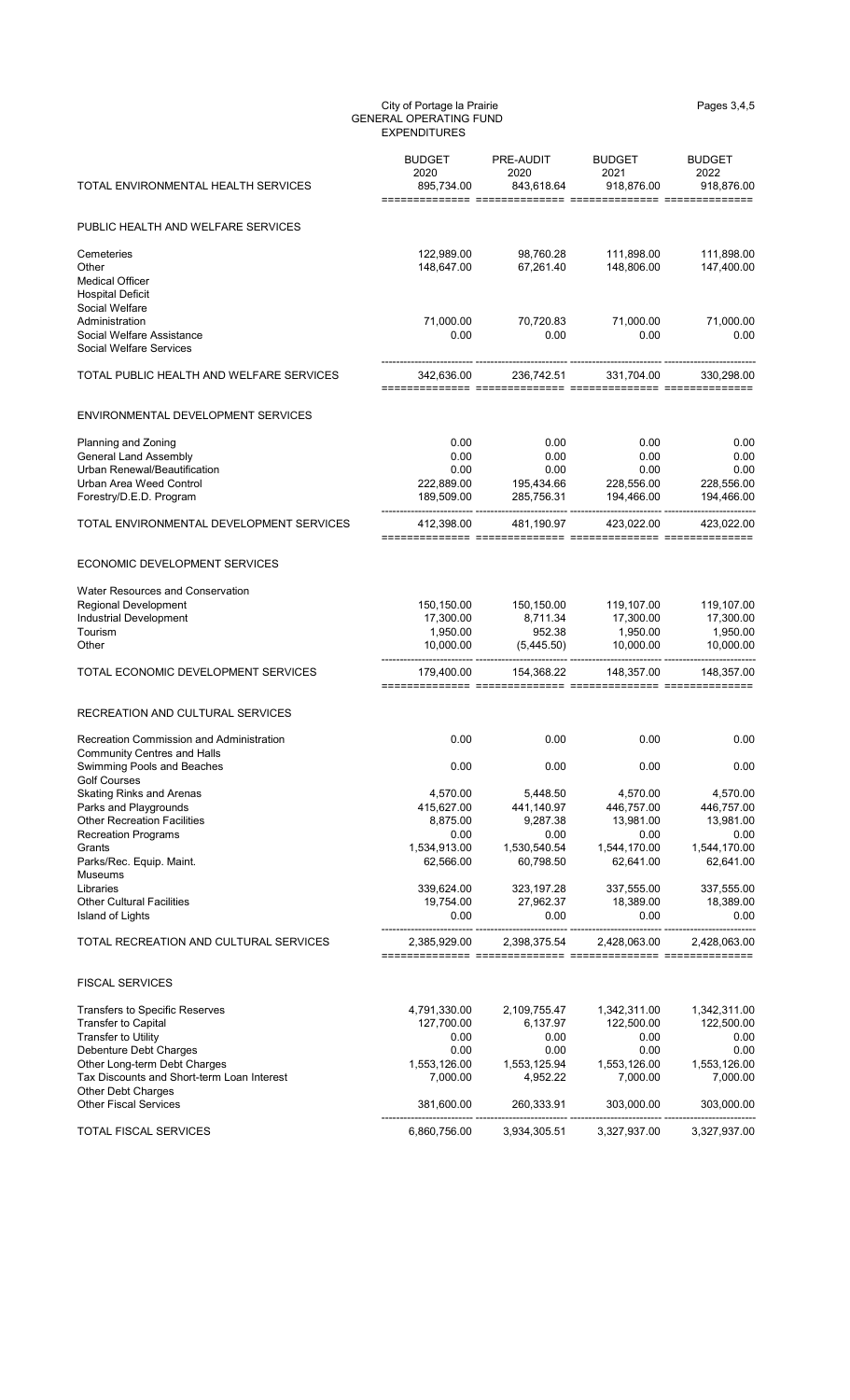City of Portage la Prairie
GENERAL OPERATING FUND
EXPENDITURES

Pages 3,4,5

| | BUDGET 2020 | PRE-AUDIT 2020 | BUDGET 2021 | BUDGET 2022 |
|---|---|---|---|---|
| TOTAL ENVIRONMENTAL HEALTH SERVICES | 895,734.00 | 843,618.64 | 918,876.00 | 918,876.00 |
| **PUBLIC HEALTH AND WELFARE SERVICES** | | | | |
| Cemeteries | 122,989.00 | 98,760.28 | 111,898.00 | 111,898.00 |
| Other | 148,647.00 | 67,261.40 | 148,806.00 | 147,400.00 |
| Medical Officer | | | | |
| Hospital Deficit | | | | |
| Social Welfare | | | | |
| Administration | 71,000.00 | 70,720.83 | 71,000.00 | 71,000.00 |
| Social Welfare Assistance | 0.00 | 0.00 | 0.00 | 0.00 |
| Social Welfare Services | | | | |
| TOTAL PUBLIC HEALTH AND WELFARE SERVICES | 342,636.00 | 236,742.51 | 331,704.00 | 330,298.00 |
| **ENVIRONMENTAL DEVELOPMENT SERVICES** | | | | |
| Planning and Zoning | 0.00 | 0.00 | 0.00 | 0.00 |
| General Land Assembly | 0.00 | 0.00 | 0.00 | 0.00 |
| Urban Renewal/Beautification | 0.00 | 0.00 | 0.00 | 0.00 |
| Urban Area Weed Control | 222,889.00 | 195,434.66 | 228,556.00 | 228,556.00 |
| Forestry/D.E.D. Program | 189,509.00 | 285,756.31 | 194,466.00 | 194,466.00 |
| TOTAL ENVIRONMENTAL DEVELOPMENT SERVICES | 412,398.00 | 481,190.97 | 423,022.00 | 423,022.00 |
| **ECONOMIC DEVELOPMENT SERVICES** | | | | |
| Water Resources and Conservation | | | | |
| Regional Development | 150,150.00 | 150,150.00 | 119,107.00 | 119,107.00 |
| Industrial Development | 17,300.00 | 8,711.34 | 17,300.00 | 17,300.00 |
| Tourism | 1,950.00 | 952.38 | 1,950.00 | 1,950.00 |
| Other | 10,000.00 | (5,445.50) | 10,000.00 | 10,000.00 |
| TOTAL ECONOMIC DEVELOPMENT SERVICES | 179,400.00 | 154,368.22 | 148,357.00 | 148,357.00 |
| **RECREATION AND CULTURAL SERVICES** | | | | |
| Recreation Commission and Administration | 0.00 | 0.00 | 0.00 | 0.00 |
| Community Centres and Halls | | | | |
| Swimming Pools and Beaches | 0.00 | 0.00 | 0.00 | 0.00 |
| Golf Courses | | | | |
| Skating Rinks and Arenas | 4,570.00 | 5,448.50 | 4,570.00 | 4,570.00 |
| Parks and Playgrounds | 415,627.00 | 441,140.97 | 446,757.00 | 446,757.00 |
| Other Recreation Facilities | 8,875.00 | 9,287.38 | 13,981.00 | 13,981.00 |
| Recreation Programs | 0.00 | 0.00 | 0.00 | 0.00 |
| Grants | 1,534,913.00 | 1,530,540.54 | 1,544,170.00 | 1,544,170.00 |
| Parks/Rec. Equip. Maint. | 62,566.00 | 60,798.50 | 62,641.00 | 62,641.00 |
| Museums | | | | |
| Libraries | 339,624.00 | 323,197.28 | 337,555.00 | 337,555.00 |
| Other Cultural Facilities | 19,754.00 | 27,962.37 | 18,389.00 | 18,389.00 |
| Island of Lights | 0.00 | 0.00 | 0.00 | 0.00 |
| TOTAL RECREATION AND CULTURAL SERVICES | 2,385,929.00 | 2,398,375.54 | 2,428,063.00 | 2,428,063.00 |
| **FISCAL SERVICES** | | | | |
| Transfers to Specific Reserves | 4,791,330.00 | 2,109,755.47 | 1,342,311.00 | 1,342,311.00 |
| Transfer to Capital | 127,700.00 | 6,137.97 | 122,500.00 | 122,500.00 |
| Transfer to Utility | 0.00 | 0.00 | 0.00 | 0.00 |
| Debenture Debt Charges | 0.00 | 0.00 | 0.00 | 0.00 |
| Other Long-term Debt Charges | 1,553,126.00 | 1,553,125.94 | 1,553,126.00 | 1,553,126.00 |
| Tax Discounts and Short-term Loan Interest | 7,000.00 | 4,952.22 | 7,000.00 | 7,000.00 |
| Other Debt Charges | | | | |
| Other Fiscal Services | 381,600.00 | 260,333.91 | 303,000.00 | 303,000.00 |
| TOTAL FISCAL SERVICES | 6,860,756.00 | 3,934,305.51 | 3,327,937.00 | 3,327,937.00 |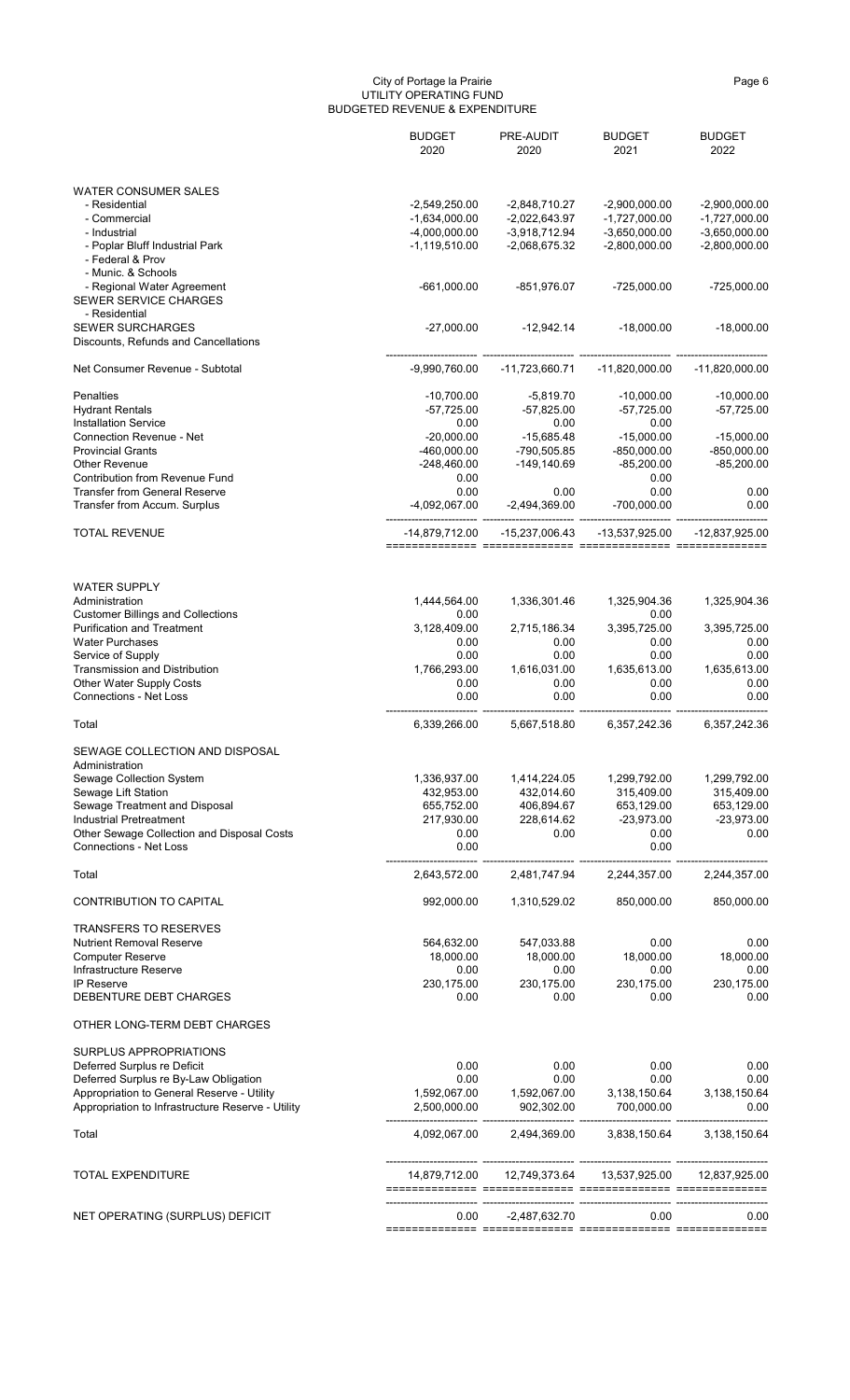# City of Portage la Prairie
## UTILITY OPERATING FUND
## BUDGETED REVENUE & EXPENDITURE

| | BUDGET 2020 | PRE-AUDIT 2020 | BUDGET 2021 | BUDGET 2022 |
|---|---|---|---|---|
| WATER CONSUMER SALES | | | | |
| - Residential | -2,549,250.00 | -2,848,710.27 | -2,900,000.00 | -2,900,000.00 |
| - Commercial | -1,634,000.00 | -2,022,643.97 | -1,727,000.00 | -1,727,000.00 |
| - Industrial | -4,000,000.00 | -3,918,712.94 | -3,650,000.00 | -3,650,000.00 |
| - Poplar Bluff Industrial Park | -1,119,510.00 | -2,068,675.32 | -2,800,000.00 | -2,800,000.00 |
| - Federal & Prov | | | | |
| - Munic. & Schools | | | | |
| - Regional Water Agreement | -661,000.00 | -851,976.07 | -725,000.00 | -725,000.00 |
| SEWER SERVICE CHARGES | | | | |
| - Residential | | | | |
| SEWER SURCHARGES | -27,000.00 | -12,942.14 | -18,000.00 | -18,000.00 |
| Discounts, Refunds and Cancellations | | | | |
| Net Consumer Revenue - Subtotal | -9,990,760.00 | -11,723,660.71 | -11,820,000.00 | -11,820,000.00 |
| Penalties | -10,700.00 | -5,819.70 | -10,000.00 | -10,000.00 |
| Hydrant Rentals | -57,725.00 | -57,825.00 | -57,725.00 | -57,725.00 |
| Installation Service | 0.00 | 0.00 | 0.00 | |
| Connection Revenue - Net | -20,000.00 | -15,685.48 | -15,000.00 | -15,000.00 |
| Provincial Grants | -460,000.00 | -790,505.85 | -850,000.00 | -850,000.00 |
| Other Revenue | -248,460.00 | -149,140.69 | -85,200.00 | -85,200.00 |
| Contribution from Revenue Fund | 0.00 | | 0.00 | |
| Transfer from General Reserve | 0.00 | 0.00 | 0.00 | 0.00 |
| Transfer from Accum. Surplus | -4,092,067.00 | -2,494,369.00 | -700,000.00 | 0.00 |
| TOTAL REVENUE | -14,879,712.00 | -15,237,006.43 | -13,537,925.00 | -12,837,925.00 |
| WATER SUPPLY | | | | |
| Administration | 1,444,564.00 | 1,336,301.46 | 1,325,904.36 | 1,325,904.36 |
| Customer Billings and Collections | 0.00 | | 0.00 | |
| Purification and Treatment | 3,128,409.00 | 2,715,186.34 | 3,395,725.00 | 3,395,725.00 |
| Water Purchases | 0.00 | 0.00 | 0.00 | 0.00 |
| Service of Supply | 0.00 | 0.00 | 0.00 | 0.00 |
| Transmission and Distribution | 1,766,293.00 | 1,616,031.00 | 1,635,613.00 | 1,635,613.00 |
| Other Water Supply Costs | 0.00 | 0.00 | 0.00 | 0.00 |
| Connections - Net Loss | 0.00 | 0.00 | 0.00 | 0.00 |
| Total | 6,339,266.00 | 5,667,518.80 | 6,357,242.36 | 6,357,242.36 |
| SEWAGE COLLECTION AND DISPOSAL | | | | |
| Administration | | | | |
| Sewage Collection System | 1,336,937.00 | 1,414,224.05 | 1,299,792.00 | 1,299,792.00 |
| Sewage Lift Station | 432,953.00 | 432,014.60 | 315,409.00 | 315,409.00 |
| Sewage Treatment and Disposal | 655,752.00 | 406,894.67 | 653,129.00 | 653,129.00 |
| Industrial Pretreatment | 217,930.00 | 228,614.62 | -23,973.00 | -23,973.00 |
| Other Sewage Collection and Disposal Costs | 0.00 | 0.00 | 0.00 | 0.00 |
| Connections - Net Loss | 0.00 | | 0.00 | |
| Total | 2,643,572.00 | 2,481,747.94 | 2,244,357.00 | 2,244,357.00 |
| CONTRIBUTION TO CAPITAL | 992,000.00 | 1,310,529.02 | 850,000.00 | 850,000.00 |
| TRANSFERS TO RESERVES | | | | |
| Nutrient Removal Reserve | 564,632.00 | 547,033.88 | 0.00 | 0.00 |
| Computer Reserve | 18,000.00 | 18,000.00 | 18,000.00 | 18,000.00 |
| Infrastructure Reserve | 0.00 | 0.00 | 0.00 | 0.00 |
| IP Reserve | 230,175.00 | 230,175.00 | 230,175.00 | 230,175.00 |
| DEBENTURE DEBT CHARGES | 0.00 | 0.00 | 0.00 | 0.00 |
| OTHER LONG-TERM DEBT CHARGES | | | | |
| SURPLUS APPROPRIATIONS | | | | |
| Deferred Surplus re Deficit | 0.00 | 0.00 | 0.00 | 0.00 |
| Deferred Surplus re By-Law Obligation | 0.00 | 0.00 | 0.00 | 0.00 |
| Appropriation to General Reserve - Utility | 1,592,067.00 | 1,592,067.00 | 3,138,150.64 | 3,138,150.64 |
| Appropriation to Infrastructure Reserve - Utility | 2,500,000.00 | 902,302.00 | 700,000.00 | 0.00 |
| Total | 4,092,067.00 | 2,494,369.00 | 3,838,150.64 | 3,138,150.64 |
| TOTAL EXPENDITURE | 14,879,712.00 | 12,749,373.64 | 13,537,925.00 | 12,837,925.00 |
| NET OPERATING (SURPLUS) DEFICIT | 0.00 | -2,487,632.70 | 0.00 | 0.00 |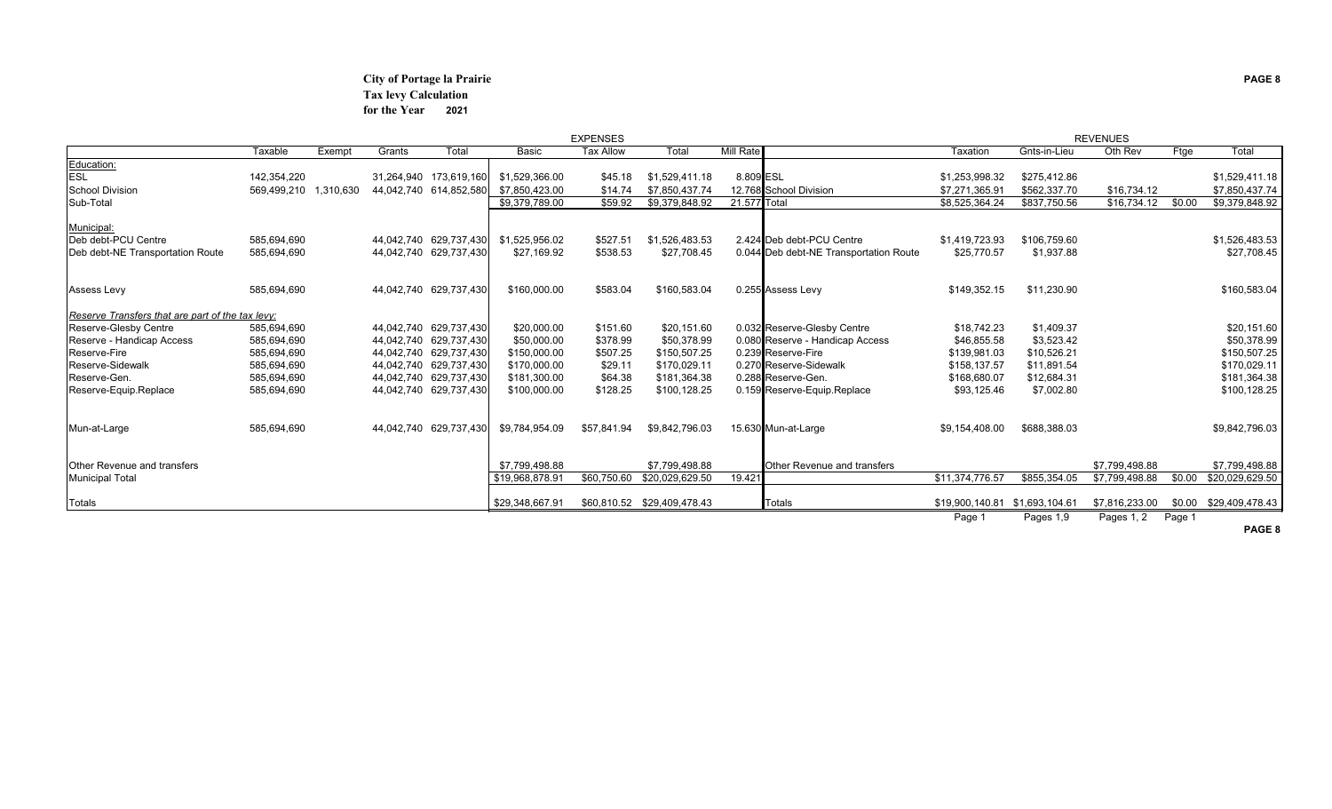**City of Portage la Prairie**
**Tax levy Calculation**
**for the Year 2021**

| | Taxable | Exempt | Grants | Total | EXPENSES Basic | Tax Allow | Total | Mill Rate | | REVENUES Taxation | Gnts-in-Lieu | Oth Rev | Ftge | Total |
|---|---|---|---|---|---|---|---|---|---|---|---|---|---|---|
| Education: | | | | | | | | | | | | | | |
| ESL | 142,354,220 | | 31,264,940 | 173,619,160 | $1,529,366.00 | $45.18 | $1,529,411.18 | 8.809 | ESL | $1,253,998.32 | $275,412.86 | | | $1,529,411.18 |
| School Division | 569,499,210 | 1,310,630 | 44,042,740 | 614,852,580 | $7,850,423.00 | $14.74 | $7,850,437.74 | 12.768 | School Division | $7,271,365.91 | $562,337.70 | $16,734.12 | | $7,850,437.74 |
| Sub-Total | | | | | $9,379,789.00 | $59.92 | $9,379,848.92 | 21.577 | Total | $8,525,364.24 | $837,750.56 | $16,734.12 | $0.00 | $9,379,848.92 |
| Municipal: | | | | | | | | | | | | | | |
| Deb debt-PCU Centre | 585,694,690 | | 44,042,740 | 629,737,430 | $1,525,956.02 | $527.51 | $1,526,483.53 | 2.424 | Deb debt-PCU Centre | $1,419,723.93 | $106,759.60 | | | $1,526,483.53 |
| Deb debt-NE Transportation Route | 585,694,690 | | 44,042,740 | 629,737,430 | $27,169.92 | $538.53 | $27,708.45 | 0.044 | Deb debt-NE Transportation Route | $25,770.57 | $1,937.88 | | | $27,708.45 |
| Assess Levy | 585,694,690 | | 44,042,740 | 629,737,430 | $160,000.00 | $583.04 | $160,583.04 | 0.255 | Assess Levy | $149,352.15 | $11,230.90 | | | $160,583.04 |
| *Reserve Transfers that are part of the tax levy:* | | | | | | | | | | | | | | |
| Reserve-Glesby Centre | 585,694,690 | | 44,042,740 | 629,737,430 | $20,000.00 | $151.60 | $20,151.60 | 0.032 | Reserve-Glesby Centre | $18,742.23 | $1,409.37 | | | $20,151.60 |
| Reserve - Handicap Access | 585,694,690 | | 44,042,740 | 629,737,430 | $50,000.00 | $378.99 | $50,378.99 | 0.080 | Reserve - Handicap Access | $46,855.58 | $3,523.42 | | | $50,378.99 |
| Reserve-Fire | 585,694,690 | | 44,042,740 | 629,737,430 | $150,000.00 | $507.25 | $150,507.25 | 0.239 | Reserve-Fire | $139,981.03 | $10,526.21 | | | $150,507.25 |
| Reserve-Sidewalk | 585,694,690 | | 44,042,740 | 629,737,430 | $170,000.00 | $29.11 | $170,029.11 | 0.270 | Reserve-Sidewalk | $158,137.57 | $11,891.54 | | | $170,029.11 |
| Reserve-Gen. | 585,694,690 | | 44,042,740 | 629,737,430 | $181,300.00 | $64.38 | $181,364.38 | 0.288 | Reserve-Gen. | $168,680.07 | $12,684.31 | | | $181,364.38 |
| Reserve-Equip.Replace | 585,694,690 | | 44,042,740 | 629,737,430 | $100,000.00 | $128.25 | $100,128.25 | 0.159 | Reserve-Equip.Replace | $93,125.46 | $7,002.80 | | | $100,128.25 |
| Mun-at-Large | 585,694,690 | | 44,042,740 | 629,737,430 | $9,784,954.09 | $57,841.94 | $9,842,796.03 | 15.630 | Mun-at-Large | $9,154,408.00 | $688,388.03 | | | $9,842,796.03 |
| Other Revenue and transfers | | | | | $7,799,498.88 | | $7,799,498.88 | | Other Revenue and transfers | | | $7,799,498.88 | | $7,799,498.88 |
| Municipal Total | | | | | $19,968,878.91 | $60,750.60 | $20,029,629.50 | 19.421 | | $11,374,776.57 | $855,354.05 | $7,799,498.88 | $0.00 | $20,029,629.50 |
| Totals | | | | | $29,348,667.91 | $60,810.52 | $29,409,478.43 | | Totals | $19,900,140.81 | $1,693,104.61 | $7,816,233.00 | $0.00 | $29,409,478.43 |
| | | | | | | | | | | Page 1 | Pages 1,9 | Pages 1, 2 | Page 1 | |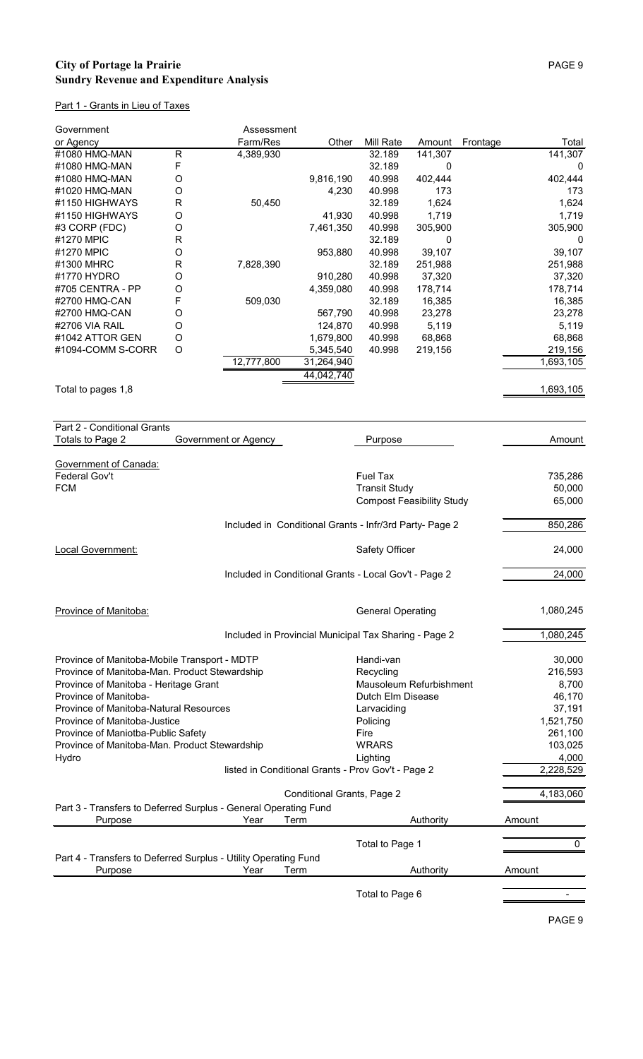# City of Portage la Prairie
## Sundry Revenue and Expenditure Analysis

### Part 1 - Grants in Lieu of Taxes

| Government or Agency | | Assessment Farm/Res | Other | Mill Rate | Amount | Frontage | Total |
|---|---|---|---|---|---|---|---|
| #1080 HMQ-MAN | R | 4,389,930 | | 32.189 | 141,307 | | 141,307 |
| #1080 HMQ-MAN | F | | | 32.189 | 0 | | 0 |
| #1080 HMQ-MAN | O | | 9,816,190 | 40.998 | 402,444 | | 402,444 |
| #1020 HMQ-MAN | O | | 4,230 | 40.998 | 173 | | 173 |
| #1150 HIGHWAYS | R | 50,450 | | 32.189 | 1,624 | | 1,624 |
| #1150 HIGHWAYS | O | | 41,930 | 40.998 | 1,719 | | 1,719 |
| #3 CORP (FDC) | O | | 7,461,350 | 40.998 | 305,900 | | 305,900 |
| #1270 MPIC | R | | | 32.189 | 0 | | 0 |
| #1270 MPIC | O | | 953,880 | 40.998 | 39,107 | | 39,107 |
| #1300 MHRC | R | 7,828,390 | | 32.189 | 251,988 | | 251,988 |
| #1770 HYDRO | O | | 910,280 | 40.998 | 37,320 | | 37,320 |
| #705 CENTRA - PP | O | | 4,359,080 | 40.998 | 178,714 | | 178,714 |
| #2700 HMQ-CAN | F | 509,030 | | 32.189 | 16,385 | | 16,385 |
| #2700 HMQ-CAN | O | | 567,790 | 40.998 | 23,278 | | 23,278 |
| #2706 VIA RAIL | O | | 124,870 | 40.998 | 5,119 | | 5,119 |
| #1042 ATTOR GEN | O | | 1,679,800 | 40.998 | 68,868 | | 68,868 |
| #1094-COMM S-CORR | O | | 5,345,540 | 40.998 | 219,156 | | 219,156 |
| | | 12,777,800 | 31,264,940 | | | | 1,693,105 |
| | | | 44,042,740 | | | | |
| Total to pages 1,8 | | | | | | | 1,693,105 |

### Part 2 - Conditional Grants

| Totals to Page 2 / Government or Agency | Purpose | Amount |
|---|---|---|
| **Government of Canada:** | | |
| Federal Gov't | Fuel Tax | 735,286 |
| FCM | Transit Study | 50,000 |
| | Compost Feasibility Study | 65,000 |
| Included in Conditional Grants - Infr/3rd Party- Page 2 | | 850,286 |
| **Local Government:** | Safety Officer | 24,000 |
| Included in Conditional Grants - Local Gov't - Page 2 | | 24,000 |
| **Province of Manitoba:** | General Operating | 1,080,245 |
| Included in Provincial Municipal Tax Sharing - Page 2 | | 1,080,245 |
| Province of Manitoba-Mobile Transport - MDTP | Handi-van | 30,000 |
| Province of Manitoba-Man. Product Stewardship | Recycling | 216,593 |
| Province of Manitoba - Heritage Grant | Mausoleum Refurbishment | 8,700 |
| Province of Manitoba- | Dutch Elm Disease | 46,170 |
| Province of Manitoba-Natural Resources | Larvaciding | 37,191 |
| Province of Manitoba-Justice | Policing | 1,521,750 |
| Province of Maniotba-Public Safety | Fire | 261,100 |
| Province of Manitoba-Man. Product Stewardship | WRARS | 103,025 |
| Hydro | Lighting | 4,000 |
| listed in Conditional Grants - Prov Gov't - Page 2 | | 2,228,529 |
| Conditional Grants, Page 2 | | 4,183,060 |

### Part 3 - Transfers to Deferred Surplus - General Operating Fund

| Purpose | Year | Term | Authority | Amount |
|---|---|---|---|---|
| | | | Total to Page 1 | 0 |

### Part 4 - Transfers to Deferred Surplus - Utility Operating Fund

| Purpose | Year | Term | Authority | Amount |
|---|---|---|---|---|
| | | | Total to Page 6 | - |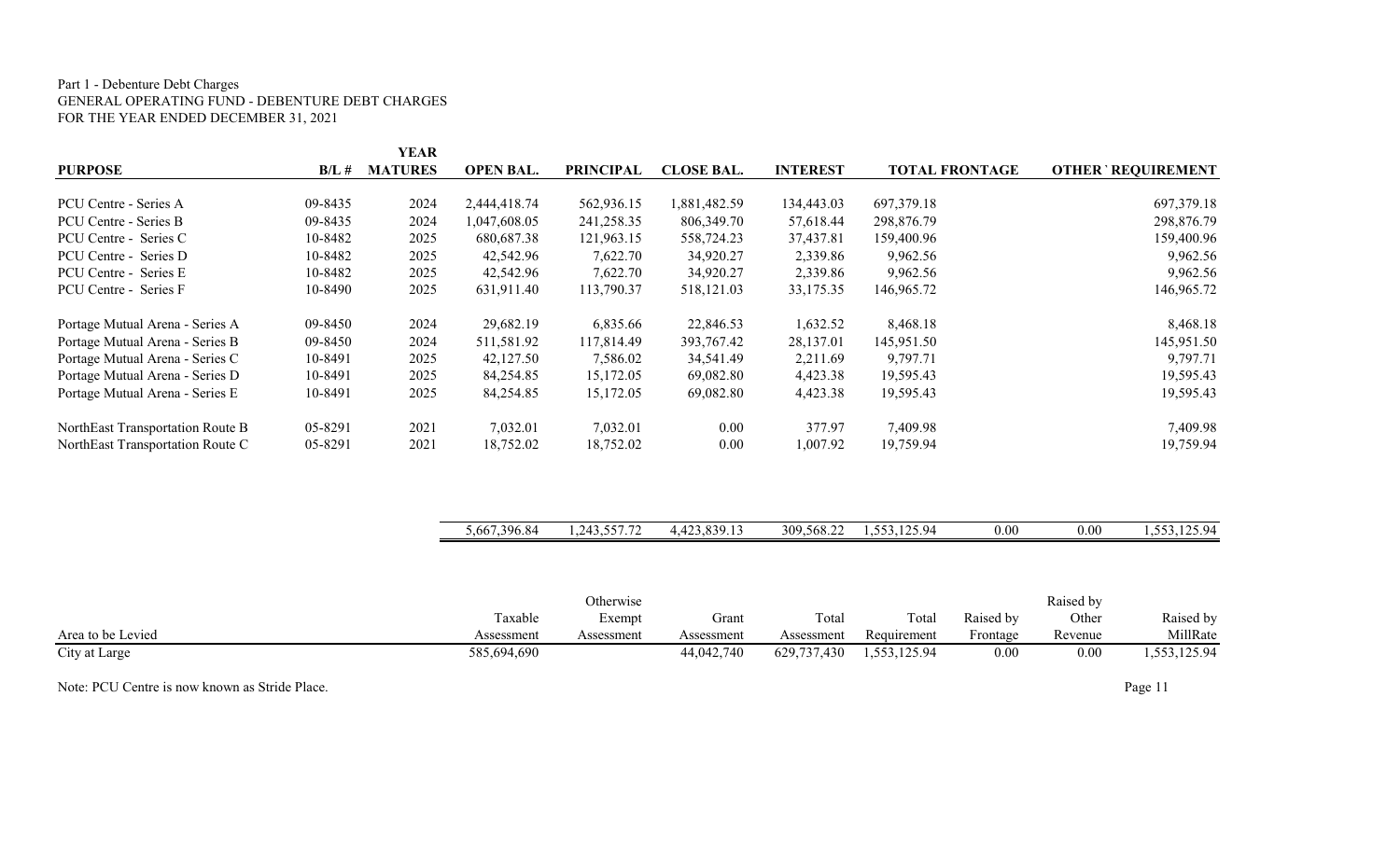Part 1 - Debenture Debt Charges
GENERAL OPERATING FUND - DEBENTURE DEBT CHARGES
FOR THE YEAR ENDED DECEMBER 31, 2021

| PURPOSE | B/L # | YEAR MATURES | OPEN BAL. | PRINCIPAL | CLOSE BAL. | INTEREST | TOTAL | FRONTAGE | OTHER | REQUIREMENT |
|---|---|---|---|---|---|---|---|---|---|---|
| PCU Centre - Series A | 09-8435 | 2024 | 2,444,418.74 | 562,936.15 | 1,881,482.59 | 134,443.03 | 697,379.18 | | | 697,379.18 |
| PCU Centre - Series B | 09-8435 | 2024 | 1,047,608.05 | 241,258.35 | 806,349.70 | 57,618.44 | 298,876.79 | | | 298,876.79 |
| PCU Centre - Series C | 10-8482 | 2025 | 680,687.38 | 121,963.15 | 558,724.23 | 37,437.81 | 159,400.96 | | | 159,400.96 |
| PCU Centre - Series D | 10-8482 | 2025 | 42,542.96 | 7,622.70 | 34,920.27 | 2,339.86 | 9,962.56 | | | 9,962.56 |
| PCU Centre - Series E | 10-8482 | 2025 | 42,542.96 | 7,622.70 | 34,920.27 | 2,339.86 | 9,962.56 | | | 9,962.56 |
| PCU Centre - Series F | 10-8490 | 2025 | 631,911.40 | 113,790.37 | 518,121.03 | 33,175.35 | 146,965.72 | | | 146,965.72 |
| Portage Mutual Arena - Series A | 09-8450 | 2024 | 29,682.19 | 6,835.66 | 22,846.53 | 1,632.52 | 8,468.18 | | | 8,468.18 |
| Portage Mutual Arena - Series B | 09-8450 | 2024 | 511,581.92 | 117,814.49 | 393,767.42 | 28,137.01 | 145,951.50 | | | 145,951.50 |
| Portage Mutual Arena - Series C | 10-8491 | 2025 | 42,127.50 | 7,586.02 | 34,541.49 | 2,211.69 | 9,797.71 | | | 9,797.71 |
| Portage Mutual Arena - Series D | 10-8491 | 2025 | 84,254.85 | 15,172.05 | 69,082.80 | 4,423.38 | 19,595.43 | | | 19,595.43 |
| Portage Mutual Arena - Series E | 10-8491 | 2025 | 84,254.85 | 15,172.05 | 69,082.80 | 4,423.38 | 19,595.43 | | | 19,595.43 |
| NorthEast Transportation Route B | 05-8291 | 2021 | 7,032.01 | 7,032.01 | 0.00 | 377.97 | 7,409.98 | | | 7,409.98 |
| NorthEast Transportation Route C | 05-8291 | 2021 | 18,752.02 | 18,752.02 | 0.00 | 1,007.92 | 19,759.94 | | | 19,759.94 |
| | | | 5,667,396.84 | 1,243,557.72 | 4,423,839.13 | 309,568.22 | 1,553,125.94 | 0.00 | 0.00 | 1,553,125.94 |

| Area to be Levied | Taxable Assessment | Otherwise Exempt Assessment | Grant Assessment | Total Assessment | Total Requirement | Raised by Frontage | Raised by Other Revenue | Raised by MillRate |
|---|---|---|---|---|---|---|---|---|
| City at Large | 585,694,690 | | 44,042,740 | 629,737,430 | 1,553,125.94 | 0.00 | 0.00 | 1,553,125.94 |

Note: PCU Centre is now known as Stride Place.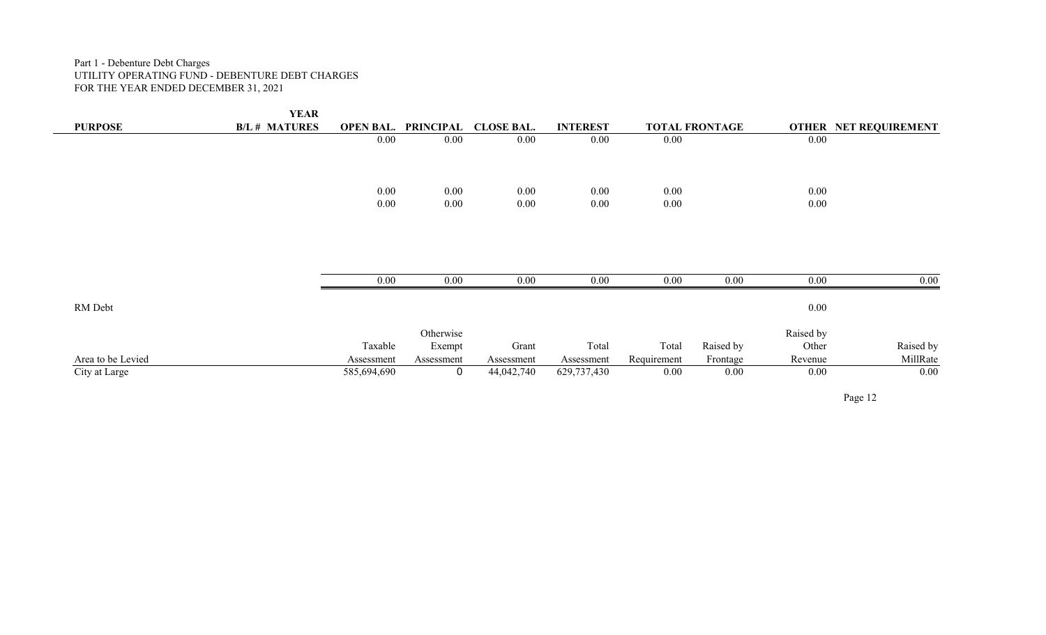Part 1 - Debenture Debt Charges
UTILITY OPERATING FUND - DEBENTURE DEBT CHARGES
FOR THE YEAR ENDED DECEMBER 31, 2021

| PURPOSE | B/L # | YEAR MATURES | OPEN BAL. | PRINCIPAL | CLOSE BAL. | INTEREST | TOTAL | FRONTAGE | OTHER | NET REQUIREMENT |
|---|---|---|---|---|---|---|---|---|---|---|
| | | | 0.00 | 0.00 | 0.00 | 0.00 | 0.00 | | 0.00 | |
| | | | 0.00 | 0.00 | 0.00 | 0.00 | 0.00 | | 0.00 | |
| | | | 0.00 | 0.00 | 0.00 | 0.00 | 0.00 | | 0.00 | |
| | | | 0.00 | 0.00 | 0.00 | 0.00 | 0.00 | 0.00 | 0.00 | 0.00 |
| RM Debt | | | | | | | | | 0.00 | |

| Area to be Levied | Taxable Assessment | Otherwise Exempt Assessment | Grant Assessment | Total Assessment | Total Requirement | Raised by Frontage | Raised by Other Revenue | Raised by MillRate |
|---|---|---|---|---|---|---|---|---|
| City at Large | 585,694,690 | 0 | 44,042,740 | 629,737,430 | 0.00 | 0.00 | 0.00 | 0.00 |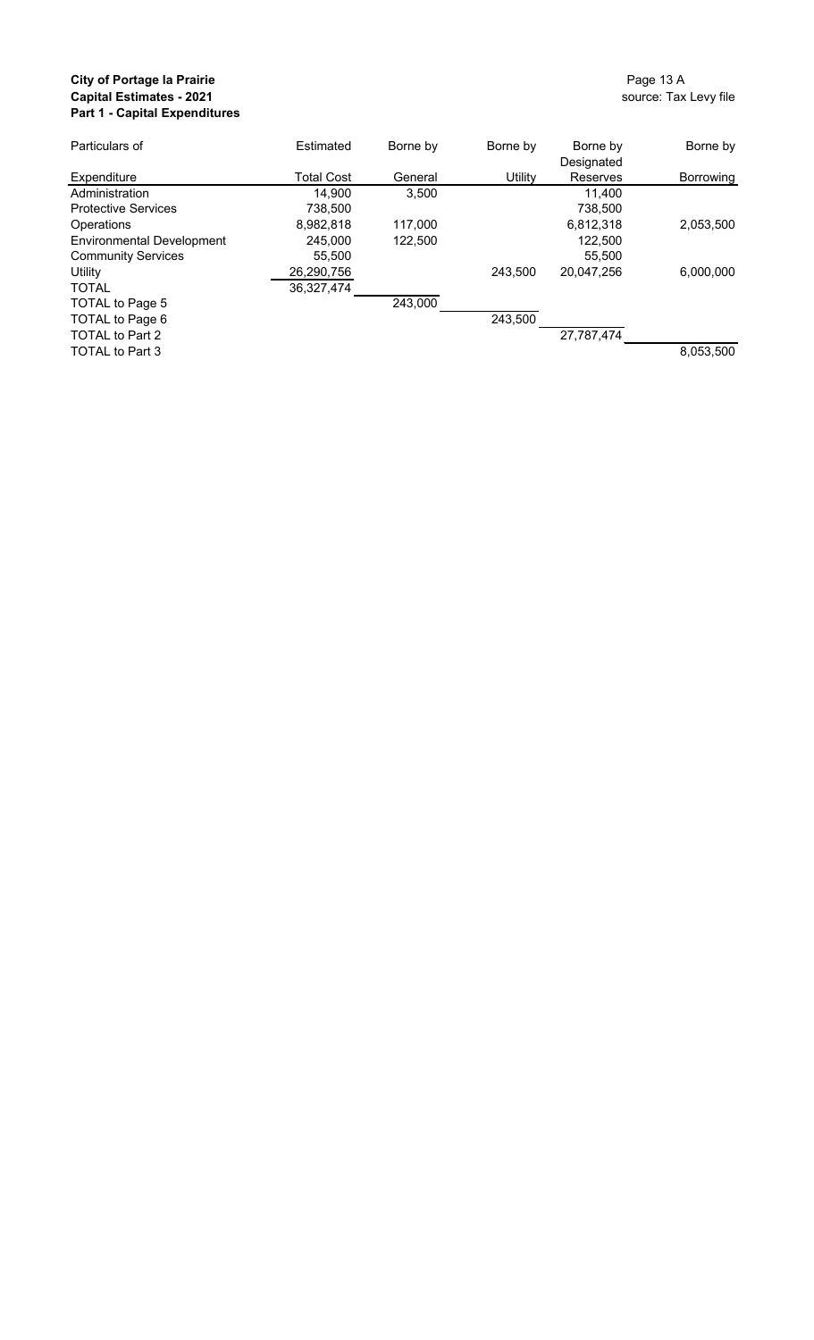**City of Portage la Prairie**
**Capital Estimates - 2021**
**Part 1 - Capital Expenditures**

source: Tax Levy file

| Particulars of Expenditure | Estimated Total Cost | Borne by General | Borne by Utility | Borne by Designated Reserves | Borne by Borrowing |
|---|---|---|---|---|---|
| Administration | 14,900 | 3,500 | | 11,400 | |
| Protective Services | 738,500 | | | 738,500 | |
| Operations | 8,982,818 | 117,000 | | 6,812,318 | 2,053,500 |
| Environmental Development | 245,000 | 122,500 | | 122,500 | |
| Community Services | 55,500 | | | 55,500 | |
| Utility | 26,290,756 | | 243,500 | 20,047,256 | 6,000,000 |
| TOTAL | 36,327,474 | | | | |
| TOTAL to Page 5 | | 243,000 | | | |
| TOTAL to Page 6 | | | 243,500 | | |
| TOTAL to Part 2 | | | | 27,787,474 | |
| TOTAL to Part 3 | | | | | 8,053,500 |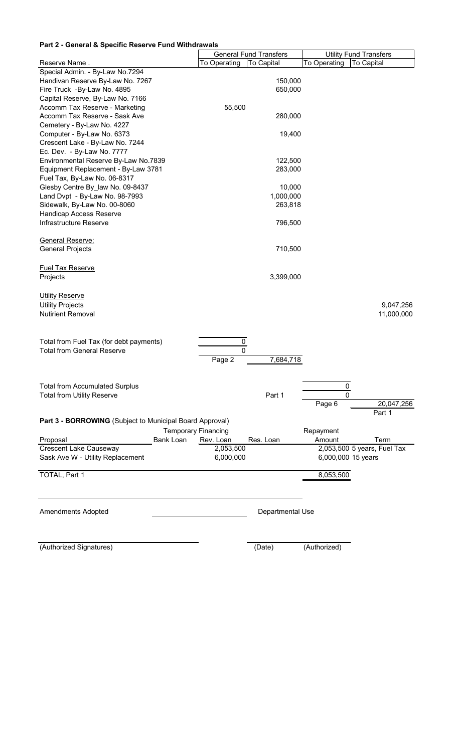## Part 2 - General & Specific Reserve Fund Withdrawals

| Reserve Name . | General Fund Transfers | | Utility Fund Transfers | |
|---|---|---|---|---|
| | To Operating | To Capital | To Operating | To Capital |
| Special Admin. - By-Law No.7294 | | | | |
| Handivan Reserve By-Law No. 7267 | | 150,000 | | |
| Fire Truck -By-Law No. 4895 | | 650,000 | | |
| Capital Reserve, By-Law No. 7166 | | | | |
| Accomm Tax Reserve - Marketing | 55,500 | | | |
| Accomm Tax Reserve - Sask Ave | | 280,000 | | |
| Cemetery - By-Law No. 4227 | | | | |
| Computer - By-Law No. 6373 | | 19,400 | | |
| Crescent Lake - By-Law No. 7244 | | | | |
| Ec. Dev. - By-Law No. 7777 | | | | |
| Environmental Reserve By-Law No.7839 | | 122,500 | | |
| Equipment Replacement - By-Law 3781 | | 283,000 | | |
| Fuel Tax, By-Law No. 06-8317 | | | | |
| Glesby Centre By_law No. 09-8437 | | 10,000 | | |
| Land Dvpt - By-Law No. 98-7993 | | 1,000,000 | | |
| Sidewalk, By-Law No. 00-8060 | | 263,818 | | |
| Handicap Access Reserve | | | | |
| Infrastructure Reserve | | 796,500 | | |
| General Reserve: | | | | |
| General Projects | | 710,500 | | |
| Fuel Tax Reserve | | | | |
| Projects | | 3,399,000 | | |
| Utility Reserve | | | | |
| Utility Projects | | | | 9,047,256 |
| Nutirient Removal | | | | 11,000,000 |
| Total from Fuel Tax (for debt payments) | 0 | | | |
| Total from General Reserve | 0 | | | |
| | Page 2 | 7,684,718 | | |
| | | Part 1 | | |
| Total from Accumulated Surplus | | | 0 | |
| Total from Utility Reserve | | | 0 | |
| | | | Page 6 | 20,047,256 |
| | | | | Part 1 |

## Part 3 - BORROWING (Subject to Municipal Board Approval)

| Proposal | Bank Loan | Temporary Financing Rev. Loan | Res. Loan | Repayment Amount | Term |
|---|---|---|---|---|---|
| Crescent Lake Causeway | | 2,053,500 | | 2,053,500 | 5 years, Fuel Tax |
| Sask Ave W - Utility Replacement | | 6,000,000 | | 6,000,000 | 15 years |
| TOTAL, Part 1 | | | | 8,053,500 | |

Amendments Adopted

Departmental Use

(Authorized Signatures)

(Date)

(Authorized)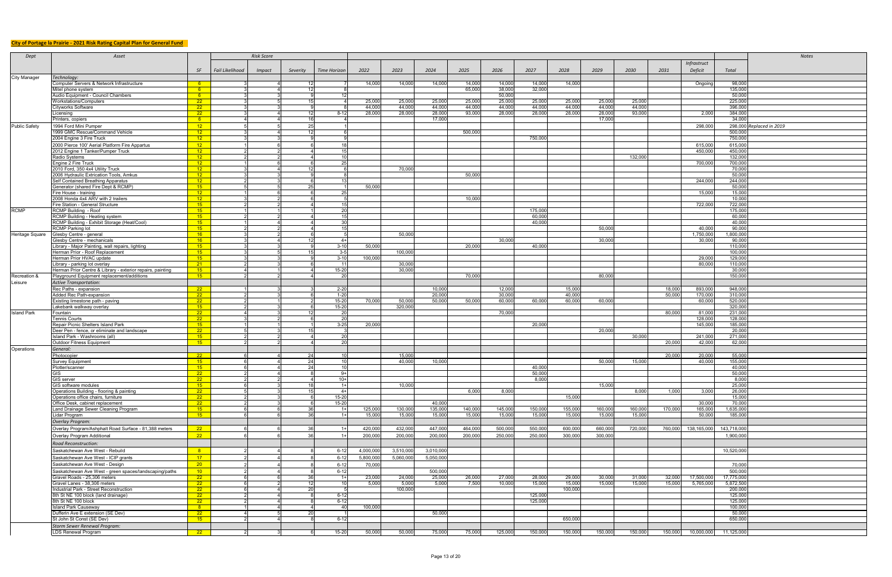**City of Portage la Prairie - 2021 Risk Rating Capital Plan for General Fund**

| Dept | Asset | SF | Risk Score: Fail Likelihood | Impact | Severity | Time Horizon | 2022 | 2023 | 2024 | 2025 | 2026 | 2027 | 2028 | 2029 | 2030 | 2031 | Infrastruct Deficit | Total | Notes |
|---|---|---|---|---|---|---|---|---|---|---|---|---|---|---|---|---|---|---|---|
| City Manager | *Technology:* | | | | | | | | | | | | | | | | | | |
| | Computer Servers & Network Infrastructure | 6 | 3 | 4 | 12 | 7 | 14,000 | 14,000 | 14,000 | 14,000 | 14,000 | 14,000 | 14,000 | | | | Ongoing | 98,000 | |
| | Mitel phone system | 6 | 3 | 4 | 12 | 8 | | | | 65,000 | 38,000 | 32,000 | | | | | | 135,000 | |
| | Audio Equipment - Council Chambers | 6 | 3 | 3 | 9 | 12 | | | | | 50,000 | | | | | | | 50,000 | |
| | Workstations/Computers | 22 | 3 | 5 | 15 | 4 | 25,000 | 25,000 | 25,000 | 25,000 | 25,000 | 25,000 | 25,000 | 25,000 | 25,000 | | | 225,000 | |
| | Cityworks Software | 22 | 3 | 3 | 9 | 8 | 44,000 | 44,000 | 44,000 | 44,000 | 44,000 | 44,000 | 44,000 | 44,000 | 44,000 | | | 396,000 | |
| | Licensing | 22 | 3 | 4 | 12 | 8-12 | 28,000 | 28,000 | 28,000 | 93,000 | 28,000 | 28,000 | 28,000 | 28,000 | 93,000 | | 2,000 | 384,000 | |
| | Printers, copiers | 6 | 4 | 4 | 16 | 4 | | | 17,000 | | | | | 17,000 | | | | 34,000 | |
| Public Safety | 1994 Ford Mini Pumper | 12 | 5 | 5 | 25 | 1 | | | | | | | | | | | 298,000 | 298,000 | Replaced in 2019 |
| | 1999 GMC Rescue/Command Vehicle | 12 | 3 | 4 | 12 | 6 | | | | 500,000 | | | | | | | | 500,000 | |
| | 2004 Engine 3 Fire Truck | 12 | 3 | 3 | 9 | 9 | | | | | | 750,000 | | | | | | 750,000 | |
| | 2000 Pierce 100' Aerial Platform Fire Appartus | 12 | 1 | 6 | 6 | 18 | | | | | | | | | | | 615,000 | 615,000 | |
| | 2012 Engine 1 Tanker/Pumper Truck | 12 | 2 | 2 | 4 | 15 | | | | | | | | | | | 450,000 | 450,000 | |
| | Radio Systems | 12 | 2 | 2 | 4 | 10 | | | | | | | | | 132,000 | | | 132,000 | |
| | Engine 2 Fire Truck | 12 | 1 | 6 | 6 | 25 | | | | | | | | | | | 700,000 | 700,000 | |
| | 2010 Ford, 350 4x4 Utility Truck | 12 | 3 | 4 | 12 | 6 | | 70,000 | | | | | | | | | | 70,000 | |
| | 2006 Hydraulic Extrication Tools, Amkus | 12 | 3 | 3 | 9 | 8 | | | | 50,000 | | | | | | | | 50,000 | |
| | Self Contained Breathing Apparatus | 12 | 2 | 3 | 6 | 13 | | | | | | | | | | | 244,000 | 244,000 | |
| | Generator (shared Fire Dept & RCMP) | 15 | 5 | 5 | 25 | 1 | 50,000 | | | | | | | | | | | 50,000 | |
| | Fire House - training | 12 | 1 | 6 | 6 | 25 | | | | | | | | | | | 15,000 | 15,000 | |
| | 2008 Honda 4x4 ARV with 2 trailers | 12 | 3 | 2 | 6 | 5 | | | | 10,000 | | | | | | | | 10,000 | |
| | Fire Station - General Structure | 15 | 2 | 2 | 4 | 15 | | | | | | | | | | | 722,000 | 722,000 | |
| RCMP | RCMP Building - Roof | 15 | 1 | 1 | 1 | 20 | | | | | | 175,000 | | | | | | 175,000 | |
| | RCMP Building - Heating system | 15 | 2 | 2 | 4 | 15 | | | | | | 60,000 | | | | | | 60,000 | |
| | RCMP Building - Exhibit Storage (Heat/Cool) | 15 | 1 | 4 | 4 | 30 | | | | | | 40,000 | | | | | | 40,000 | |
| | RCMP Parking lot | 15 | 2 | 2 | 4 | 15 | | | | | | | | 50,000 | | | 40,000 | 90,000 | |
| Heritage Square | Glesby Centre - general | 16 | 3 | 2 | 6 | 5 | | 50,000 | | | | | | | | | 1,750,000 | 1,800,000 | |
| | Glesby Centre - mechanicals | 16 | 3 | 4 | 12 | 4+ | | | | | 30,000 | | | 30,000 | | | 30,000 | 90,000 | |
| | Library - Major Painting, wall repairs, lighting | 15 | 3 | 3 | 9 | 3-10 | 50,000 | | | 20,000 | | 40,000 | | | | | | 110,000 | |
| | Herman Prior - Roof Replacement | 15 | 3 | 5 | 15 | 3-5 | | 100,000 | | | | | | | | | | 100,000 | |
| | Herman Prior HVAC update | 15 | 3 | 3 | 9 | 3-10 | 100,000 | | | | | | | | | | 29,000 | 129,000 | |
| | Library - parking lot overlay | 21 | 2 | 3 | 6 | 11 | | 30,000 | | | | | | | | | 80,000 | 110,000 | |
| | Herman Prior Centre & Library - exterior repairs, painting | 15 | 4 | 1 | 4 | 15-20 | | 30,000 | | | | | | | | | | 30,000 | |
| Recreation & Leisure | Playground Equipment replacement/additions | 15 | 2 | 2 | 4 | 20 | | | | 70,000 | | | | 80,000 | | | | 150,000 | |
| | *Active Transportation:* | | | | | | | | | | | | | | | | | | |
| | Rec Paths - expansion | 22 | 1 | 3 | 3 | 2-20 | | | 10,000 | | 12,000 | | 15,000 | | | 18,000 | 893,000 | 948,000 | |
| | Added Rec Path-expansion | 22 | 2 | 3 | 6 | 1-20 | | | 20,000 | | 30,000 | | 40,000 | | | 50,000 | 170,000 | 310,000 | |
| | Existing limestone path - paving | 22 | 2 | 1 | 2 | 15-20 | 70,000 | 50,000 | 50,000 | 50,000 | 60,000 | 60,000 | 60,000 | 60,000 | | | 60,000 | 520,000 | |
| | Lakebank walkway overlay | 15 | 2 | 3 | 6 | 15-20 | | 320,000 | | | | | | | | | | 320,000 | |
| Island Park | Fountain | 22 | 4 | 3 | 12 | 20 | | | | | 70,000 | | | | | 80,000 | 81,000 | 231,000 | |
| | Tennis Courts | 22 | 3 | 2 | 6 | 20 | | | | | | | | | | | 128,000 | 128,000 | |
| | Repair Picnic Shelters Island Park | 15 | 1 | 1 | 1 | 3-25 | 20,000 | | | | | 20,000 | | | | | 145,000 | 185,000 | |
| | Deer Pen - fence, or eliminate and landscape | 22 | 5 | 3 | 15 | 3 | | | | | | | | 20,000 | | | | 20,000 | |
| | Island Park - Washrooms (all) | 15 | 2 | 2 | 4 | 20 | | | | | | | | | 30,000 | | 241,000 | 271,000 | |
| | Outdoor Fitness Equipment | 15 | 2 | 2 | 4 | 20 | | | | | | | | | | 20,000 | 42,000 | 62,000 | |
| Operations | *General:* | | | | | | | | | | | | | | | | | | |
| | Photocopier | 22 | 6 | 4 | 24 | 10 | | 15,000 | | | | | | | | 20,000 | 20,000 | 55,000 | |
| | Survey Equipment | 15 | 6 | 4 | 24 | 10 | | 40,000 | 10,000 | | | | | 50,000 | 15,000 | | 40,000 | 155,000 | |
| | Plotter/scanner | 15 | 6 | 4 | 24 | 10 | | | | | | 40,000 | | | | | | 40,000 | |
| | GIS | 22 | 2 | 4 | 8 | 9+ | | | | | | 50,000 | | | | | | 50,000 | |
| | GIS server | 22 | 2 | 2 | 4 | 10+ | | | | | | 8,000 | | | | | | 8,000 | |
| | GIS software modules | 15 | 6 | 3 | 18 | 1+ | | 10,000 | | | | | | 15,000 | | | | 25,000 | |
| | Operations Building - flooring & painting | 22 | 5 | 3 | 15 | 4+ | | | | 6,000 | 8,000 | | | | 8,000 | 1,000 | 3,000 | 26,000 | |
| | Operations office chairs, furniture | 22 | 2 | 3 | 6 | 15-20 | | | | | | | 15,000 | | | | | 15,000 | |
| | Office Desk, cabinet replacement | 22 | 2 | 3 | 6 | 15-20 | | | 40,000 | | | | | | | | 30,000 | 70,000 | |
| | Land Drainage Sewer Cleaning Program | 15 | 6 | 6 | 36 | 1+ | 125,000 | 130,000 | 135,000 | 140,000 | 145,000 | 150,000 | 155,000 | 160,000 | 160,000 | 170,000 | 165,000 | 1,635,000 | |
| | Lidar Program | 15 | 6 | 6 | 36 | 1+ | 15,000 | 15,000 | 15,000 | 15,000 | 15,000 | 15,000 | 15,000 | 15,000 | 15,000 | | 50,000 | 185,000 | |
| | *Overlay Program:* | | | | | | | | | | | | | | | | | | |
| | Overlay Program/Ashphalt Road Surface - 81,388 meters | 22 | 6 | 6 | 36 | 1+ | 420,000 | 432,000 | 447,000 | 464,000 | 500,000 | 550,000 | 600,000 | 660,000 | 720,000 | 760,000 | 138,165,000 | 143,718,000 | |
| | Overlay Program Additional | 22 | 6 | 6 | 36 | 1+ | 200,000 | 200,000 | 200,000 | 200,000 | 250,000 | 250,000 | 300,000 | 300,000 | | | | 1,900,000 | |
| | *Road Reconstruction:* | | | | | | | | | | | | | | | | | | |
| | Saskatchewan Ave West - Rebuild | 8 | 2 | 4 | 8 | 6-12 | 4,000,000 | 3,510,000 | 3,010,000 | | | | | | | | | 10,520,000 | |
| | Saskatchewan Ave West - ICIP grants | 17 | 2 | 4 | 8 | 6-12 | 5,800,000 | 5,060,000 | 5,050,000 | | | | | | | | | | |
| | Saskatchewan Ave West - Design | 20 | 2 | 4 | 8 | 6-12 | 70,000 | | | | | | | | | | | 70,000 | |
| | Saskatchewan Ave West - green spaces/landscaping/paths | 10 | 2 | 4 | 8 | 6-12 | | | 500,000 | | | | | | | | | 500,000 | |
| | Gravel Roads - 25,306 meters | 22 | 6 | 6 | 36 | 1+ | 23,000 | 24,000 | 25,000 | 26,000 | 27,000 | 28,000 | 29,000 | 30,000 | 31,000 | 32,000 | 17,500,000 | 17,775,000 | |
| | Gravel Lanes - 38,306 meters | 22 | 6 | 2 | 12 | 10 | 5,000 | 5,000 | 5,000 | 7,500 | 10,000 | 15,000 | 15,000 | 15,000 | 15,000 | 15,000 | 5,765,000 | 5,872,500 | |
| | Industrial Park - Street Reconstruction | 22 | 5 | 4 | 20 | 5 | | 100,000 | | | | | 100,000 | | | | | 200,000 | |
| | 8th St NE 100 block (land drainage) | 22 | 2 | 4 | 8 | 6-12 | | | | | | 125,000 | | | | | | 125,000 | |
| | 8th St NE 100 block | 22 | 2 | 4 | 8 | 6-12 | | | | | | 125,000 | | | | | | 125,000 | |
| | Island Park Causeway | 8 | 1 | 4 | 4 | 40 | 100,000 | | | | | | | | | | | 100,000 | |
| | Dufferin Ave E extension (SE Dev) | 22 | 4 | 5 | 20 | 1 | | | 50,000 | | | | | | | | | 50,000 | |
| | St John St Const (SE Dev) | 15 | 2 | 4 | 8 | 6-12 | | | | | | | 650,000 | | | | | 650,000 | |
| | *Storm Sewer Renewal Program:* | | | | | | | | | | | | | | | | | | |
| | LDS Renewal Program | 22 | 2 | 3 | 6 | 15-20 | 50,000 | 50,000 | 75,000 | 75,000 | 125,000 | 150,000 | 150,000 | 150,000 | 150,000 | 150,000 | 10,000,000 | 11,125,000 | |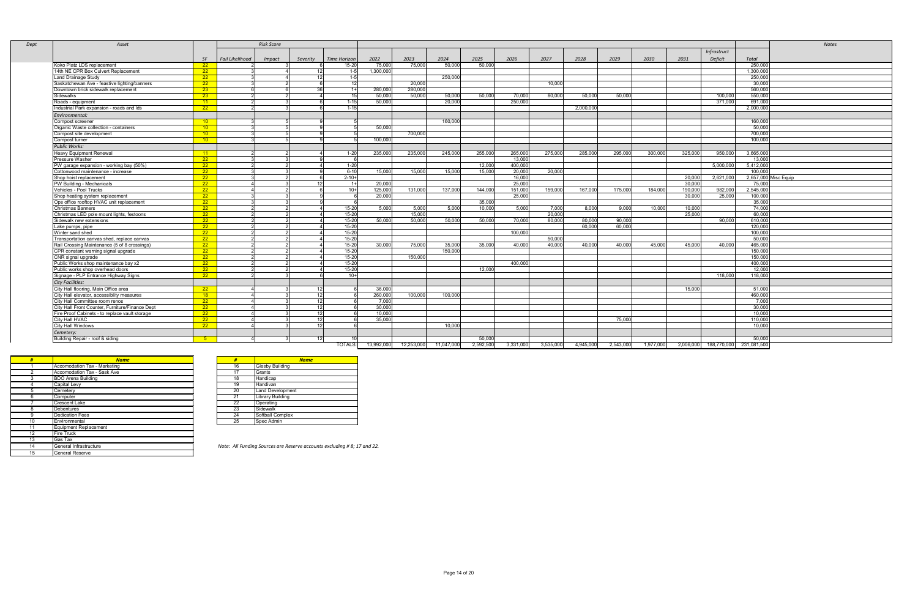| Dept | Asset | | Risk Score | | | | | | | | | | | | | | | | | Notes |
|---|---|---|---|---|---|---|---|---|---|---|---|---|---|---|---|---|---|---|---|---|
| | | SF | Fail Likelihood | Impact | Severity | Time Horizon | 2022 | 2023 | 2024 | 2025 | 2026 | 2027 | 2028 | 2029 | 2030 | 2031 | Infrastruct Deficit | Total | | |
| | Koko Platz LDS replacement | 22 | 2 | 3 | 6 | 15-20 | 75,000 | 75,000 | 50,000 | 50,000 | | | | | | | | 250,000 | | |
| | 14th NE CPR Box Culvert Replacement | 22 | 3 | 4 | 12 | 1-5 | 1,300,000 | | | | | | | | | | | 1,300,000 | | |
| | Land Drainage Study | 22 | 3 | 4 | 12 | 1-5 | | | 250,000 | | | | | | | | | 250,000 | | |
| | Saskatchewan Ave - feastive lighting/banners | 22 | 3 | 2 | 6 | 12 | | 20,000 | | | | 10,000 | | | | | | 30,000 | | |
| | Downtown brick sidewalk replacement | 23 | 6 | 6 | 36 | 1+ | 280,000 | 280,000 | | | | | | | | | | 560,000 | | |
| | Sidewalks | 23 | 2 | 2 | 4 | 15 | 50,000 | 50,000 | 50,000 | 50,000 | 70,000 | 80,000 | 50,000 | 50,000 | | | 100,000 | 550,000 | | |
| | Roads - equipment | 11 | 2 | 3 | 6 | 1-15 | 50,000 | | 20,000 | | 250,000 | | | | | | 371,000 | 691,000 | | |
| | Industrial Park expansion - roads and lds | 22 | 2 | 3 | 6 | 1-15 | | | | | | | 2,000,000 | | | | | 2,000,000 | | |
| | *Environmental:* | | | | | | | | | | | | | | | | | | | |
| | Compost screener | 10 | 3 | 5 | 9 | 5 | | | 160,000 | | | | | | | | | 160,000 | | |
| | Organic Waste collection - containers | 10 | 3 | 5 | 9 | 5 | 50,000 | | | | | | | | | | | 50,000 | | |
| | Compost site development | 10 | 3 | 5 | 9 | 5 | | 700,000 | | | | | | | | | | 700,000 | | |
| | Compost turner | 10 | 3 | 5 | 9 | 5 | 100,000 | | | | | | | | | | | 100,000 | | |
| | *Public Works:* | | | | | | | | | | | | | | | | | | | |
| | Heavy Equipment Renewal | 11 | 2 | 2 | 4 | 1-20 | 235,000 | 235,000 | 245,000 | 255,000 | 265,000 | 275,000 | 285,000 | 295,000 | 300,000 | 325,000 | 950,000 | 3,665,000 | | |
| | Pressure Washer | 22 | 3 | 3 | 9 | 6 | | | | | 13,000 | | | | | | | 13,000 | | |
| | PW garage expansion - working bay (50%) | 22 | 2 | 2 | 4 | 1-20 | | | | 12,000 | 400,000 | | | | | | 5,000,000 | 5,412,000 | | |
| | Cottonwood maintenance - increase | 22 | 3 | 3 | 9 | 6-10 | 15,000 | 15,000 | 15,000 | 15,000 | 20,000 | 20,000 | | | | | | 100,000 | | |
| | Shop hoist replacement | 22 | 3 | 2 | 6 | 2-10+ | | | | | 16,000 | | | | | 20,000 | 2,621,000 | 2,657,000 | Misc Equip | |
| | PW Building - Mechanicals | 22 | 4 | 3 | 12 | 1+ | 20,000 | | | | 25,000 | | | | | 30,000 | | 75,000 | | |
| | Vehicles - Pool Trucks | 22 | 4 | 2 | 6 | 10+ | 125,000 | 131,000 | 137,000 | 144,000 | 151,000 | 159,000 | 167,000 | 175,000 | 184,000 | 190,000 | 982,000 | 2,545,000 | | |
| | Shop heating system replacement | 22 | 3 | 3 | 9 | 6 | 20,000 | | | | 25,000 | | | | | 30,000 | 25,000 | 100,000 | | |
| | Ops office rooftop HVAC unit replacement | 22 | 3 | 3 | 9 | 6 | | | | 35,000 | | | | | | | | 35,000 | | |
| | Christmas Banners | 22 | 2 | 2 | 4 | 15-20 | 5,000 | 5,000 | 5,000 | 10,000 | 5,000 | 7,000 | 8,000 | 9,000 | 10,000 | 10,000 | | 74,000 | | |
| | Christmas LED pole mount lights, festoons | 22 | 2 | 2 | 4 | 15-20 | | 15,000 | | | | 20,000 | | | | 25,000 | | 60,000 | | |
| | Sidewalk new extensions | 22 | 2 | 2 | 4 | 15-20 | 50,000 | 50,000 | 50,000 | 50,000 | 70,000 | 80,000 | 80,000 | 90,000 | | | 90,000 | 610,000 | | |
| | Lake pumps, pipe | 22 | 2 | 2 | 4 | 15-20 | | | | | | | 60,000 | 60,000 | | | | 120,000 | | |
| | Winter sand shed | 22 | 2 | 2 | 4 | 15-20 | | | | | 100,000 | | | | | | | 100,000 | | |
| | Transportation canvas shed, replace canvas | 22 | 2 | 2 | 4 | 15-20 | | | | | | 50,000 | | | | | | 50,000 | | |
| | Rail Crossing Maintenance (5 of 8 crossings) | 22 | 2 | 2 | 4 | 15-20 | 30,000 | 75,000 | 35,000 | 35,000 | 40,000 | 40,000 | 40,000 | 40,000 | 45,000 | 45,000 | 40,000 | 465,000 | | |
| | CPR constant warning signal upgrade | 22 | 2 | 2 | 4 | 15-20 | | | 150,000 | | | | | | | | | 150,000 | | |
| | CNR signal upgrade | 22 | 2 | 2 | 4 | 15-20 | | 150,000 | | | | | | | | | | 150,000 | | |
| | Public Works shop maintenance bay x2 | 22 | 2 | 2 | 4 | 15-20 | | | | | 400,000 | | | | | | | 400,000 | | |
| | Public works shop overhead doors | 22 | 2 | 2 | 4 | 15-20 | | | | 12,000 | | | | | | | | 12,000 | | |
| | Signage - PLP Entrance Highway Signs | 22 | 2 | 3 | 6 | 10+ | | | | | | | | | | | 118,000 | 118,000 | | |
| | *City Facilities:* | | | | | | | | | | | | | | | | | | | |
| | City Hall flooring, Main Office area | 22 | 4 | 3 | 12 | 6 | 36,000 | | | | | | | | | 15,000 | | 51,000 | | |
| | City Hall elevator, accessiblity measures | 18 | 4 | 3 | 12 | 6 | 260,000 | 100,000 | 100,000 | | | | | | | | | 460,000 | | |
| | City Hall Committee room renos | 22 | 4 | 3 | 12 | 6 | 7,000 | | | | | | | | | | | 7,000 | | |
| | City Hall Front Counter, Furniture/Finance Dept | 22 | 4 | 3 | 12 | 6 | 30,000 | | | | | | | | | | | 30,000 | | |
| | Fire Proof Cabinets - to replace vault storage | 22 | 4 | 3 | 12 | 6 | 10,000 | | | | | | | | | | | 10,000 | | |
| | City Hall HVAC | 22 | 4 | 3 | 12 | 6 | 35,000 | | | | | | | 75,000 | | | | 110,000 | | |
| | City Hall Windows | 22 | 4 | 3 | 12 | 6 | | | 10,000 | | | | | | | | | 10,000 | | |
| | *Cemetery:* | | | | | | | | | | | | | | | | | | | |
| | Building Repair - roof & siding | 5 | 4 | 3 | 12 | 10 | | | | 50,000 | | | | | | | | 50,000 | | |
| | | | | | | TOTALS: | 13,992,000 | 12,253,000 | 11,047,000 | 2,592,500 | 3,331,000 | 3,535,000 | 4,945,000 | 2,543,000 | 1,977,000 | 2,006,000 | 188,770,000 | 231,081,500 | | |

| # | Name |
|---|---|
| 1 | Accomodation Tax - Marketing |
| 2 | Accomodation Tax - Sask Ave |
| 3 | BDO Arena Building |
| 4 | Capital Levy |
| 5 | Cemetery |
| 6 | Computer |
| 7 | Crescent Lake |
| 8 | Debentures |
| 9 | Dedication Fees |
| 10 | Environmental |
| 11 | Equipment Replacement |
| 12 | Fire Truck |
| 13 | Gas Tax |
| 14 | General Infrastructure |
| 15 | General Reserve |

| # | Name |
|---|---|
| 16 | Glesby Building |
| 17 | Grants |
| 18 | Handicap |
| 19 | Handivan |
| 20 | Land Development |
| 21 | Library Building |
| 22 | Operating |
| 23 | Sidewalk |
| 24 | Softball Complex |
| 25 | Spec Admin |

*Note: All Funding Sources are Reserve accounts excluding # 8; 17 and 22.*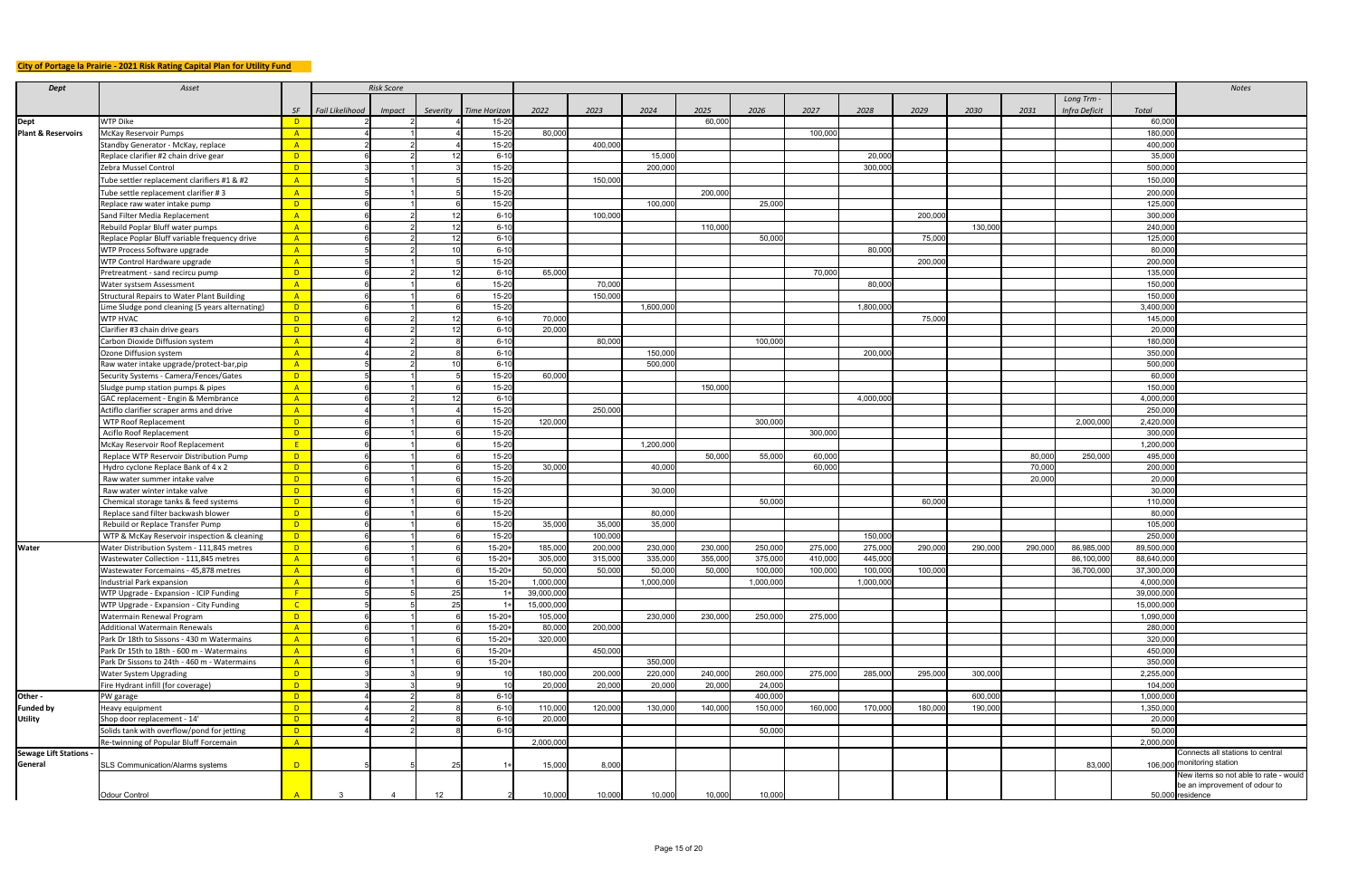**City of Portage la Prairie - 2021 Risk Rating Capital Plan for Utility Fund**

| Dept | Asset | | Risk Score | | | | | | | | | | | | | | | | | Notes |
|---|---|---|---|---|---|---|---|---|---|---|---|---|---|---|---|---|---|---|---|---|
| | | SF | Fail Likelihood | Impact | Severity | Time Horizon | 2022 | 2023 | 2024 | 2025 | 2026 | 2027 | 2028 | 2029 | 2030 | 2031 | Long Trm - Infra Deficit | Total | |
| Dept | WTP Dike | D | 2 | 2 | 4 | 15-20 | | | | 60,000 | | | | | | | | 60,000 | |
| Plant & Reservoirs | McKay Reservoir Pumps | A | 4 | 1 | 4 | 15-20 | 80,000 | | | | | 100,000 | | | | | | 180,000 | |
| | Standby Generator - McKay, replace | A | 2 | 2 | 4 | 15-20 | | 400,000 | | | | | | | | | | 400,000 | |
| | Replace clarifier #2 chain drive gear | D | 6 | 2 | 12 | 6-10 | | | 15,000 | | | | 20,000 | | | | | 35,000 | |
| | Zebra Mussel Control | D | 3 | 1 | 3 | 15-20 | | | 200,000 | | | | 300,000 | | | | | 500,000 | |
| | Tube settler replacement clarifiers #1 & #2 | A | 5 | 1 | 5 | 15-20 | | 150,000 | | | | | | | | | | 150,000 | |
| | Tube settle replacement clarifier # 3 | A | 5 | 1 | 5 | 15-20 | | | | 200,000 | | | | | | | | 200,000 | |
| | Replace raw water intake pump | D | 6 | 1 | 6 | 15-20 | | | 100,000 | | 25,000 | | | | | | | 125,000 | |
| | Sand Filter Media Replacement | A | 6 | 2 | 12 | 6-10 | | 100,000 | | | | | | 200,000 | | | | 300,000 | |
| | Rebuild Poplar Bluff water pumps | A | 6 | 2 | 12 | 6-10 | | | | 110,000 | | | | | 130,000 | | | 240,000 | |
| | Replace Poplar Bluff variable frequency drive | A | 6 | 2 | 12 | 6-10 | | | | | 50,000 | | | 75,000 | | | | 125,000 | |
| | WTP Process Software upgrade | A | 5 | 2 | 10 | 6-10 | | | | | | | 80,000 | | | | | 80,000 | |
| | WTP Control Hardware upgrade | A | 5 | 1 | 5 | 15-20 | | | | | | | | 200,000 | | | | 200,000 | |
| | Pretreatment - sand recircu pump | D | 6 | 2 | 12 | 6-10 | 65,000 | | | | | 70,000 | | | | | | 135,000 | |
| | Water systsem Assessment | A | 6 | 1 | 6 | 15-20 | | 70,000 | | | | | 80,000 | | | | | 150,000 | |
| | Structural Repairs to Water Plant Building | A | 6 | 1 | 6 | 15-20 | | 150,000 | | | | | | | | | | 150,000 | |
| | Lime Sludge pond cleaning (5 years alternating) | D | 6 | 1 | 6 | 15-20 | | | 1,600,000 | | | | 1,800,000 | | | | | 3,400,000 | |
| | WTP HVAC | D | 6 | 2 | 12 | 6-10 | 70,000 | | | | | | | 75,000 | | | | 145,000 | |
| | Clarifier #3 chain drive gears | D | 6 | 2 | 12 | 6-10 | 20,000 | | | | | | | | | | | 20,000 | |
| | Carbon Dioxide Diffusion system | A | 4 | 2 | 8 | 6-10 | | 80,000 | | | 100,000 | | | | | | | 180,000 | |
| | Ozone Diffusion system | A | 4 | 2 | 8 | 6-10 | | | 150,000 | | | | 200,000 | | | | | 350,000 | |
| | Raw water intake upgrade/protect-bar,pip | A | 5 | 2 | 10 | 6-10 | | | 500,000 | | | | | | | | | 500,000 | |
| | Security Systems - Camera/Fences/Gates | D | 5 | 1 | 5 | 15-20 | 60,000 | | | | | | | | | | | 60,000 | |
| | Sludge pump station pumps & pipes | A | 6 | 1 | 6 | 15-20 | | | | 150,000 | | | | | | | | 150,000 | |
| | GAC replacement - Engin & Membrance | A | 6 | 2 | 12 | 6-10 | | | | | | | 4,000,000 | | | | | 4,000,000 | |
| | Actiflo clarifier scraper arms and drive | A | 4 | 1 | 4 | 15-20 | | 250,000 | | | | | | | | | | 250,000 | |
| | WTP Roof Replacement | D | 6 | 1 | 6 | 15-20 | 120,000 | | | | 300,000 | | | | | | 2,000,000 | 2,420,000 | |
| | Aciflo Roof Replacement | D | 6 | 1 | 6 | 15-20 | | | | | | 300,000 | | | | | | 300,000 | |
| | McKay Reservoir Roof Replacement | E | 6 | 1 | 6 | 15-20 | | | 1,200,000 | | | | | | | | | 1,200,000 | |
| | Replace WTP Reservoir Distribution Pump | D | 6 | 1 | 6 | 15-20 | | | | 50,000 | 55,000 | 60,000 | | | | 80,000 | 250,000 | 495,000 | |
| | Hydro cyclone Replace Bank of 4 x 2 | D | 6 | 1 | 6 | 15-20 | 30,000 | | 40,000 | | | 60,000 | | | | 70,000 | | 200,000 | |
| | Raw water summer intake valve | D | 6 | 1 | 6 | 15-20 | | | | | | | | | | 20,000 | | 20,000 | |
| | Raw water winter intake valve | D | 6 | 1 | 6 | 15-20 | | | 30,000 | | | | | | | | | 30,000 | |
| | Chemical storage tanks & feed systems | D | 6 | 1 | 6 | 15-20 | | | | | 50,000 | | | 60,000 | | | | 110,000 | |
| | Replace sand filter backwash blower | D | 6 | 1 | 6 | 15-20 | | | 80,000 | | | | | | | | | 80,000 | |
| | Rebuild or Replace Transfer Pump | D | 6 | 1 | 6 | 15-20 | 35,000 | 35,000 | 35,000 | | | | | | | | | 105,000 | |
| | WTP & McKay Reservoir inspection & cleaning | D | 6 | 1 | 6 | 15-20 | | 100,000 | | | | | 150,000 | | | | | 250,000 | |
| Water | Water Distribution System - 111,845 metres | D | 6 | 1 | 6 | 15-20+ | 185,000 | 200,000 | 230,000 | 230,000 | 250,000 | 275,000 | 275,000 | 290,000 | 290,000 | 290,000 | 86,985,000 | 89,500,000 | |
| | Wastewater Collection - 111,845 metres | A | 6 | 1 | 6 | 15-20+ | 305,000 | 315,000 | 335,000 | 355,000 | 375,000 | 410,000 | 445,000 | | | | 86,100,000 | 88,640,000 | |
| | Wastewater Forcemains - 45,878 metres | A | 6 | 1 | 6 | 15-20+ | 50,000 | 50,000 | 50,000 | 50,000 | 100,000 | 100,000 | 100,000 | 100,000 | | | 36,700,000 | 37,300,000 | |
| | Industrial Park expansion | A | 6 | 1 | 6 | 15-20+ | 1,000,000 | | 1,000,000 | | 1,000,000 | | 1,000,000 | | | | | 4,000,000 | |
| | WTP Upgrade - Expansion - ICIP Funding | F | 5 | 5 | 25 | 1+ | 39,000,000 | | | | | | | | | | | 39,000,000 | |
| | WTP Upgrade - Expansion - City Funding | C | 5 | 5 | 25 | 1+ | 15,000,000 | | | | | | | | | | | 15,000,000 | |
| | Watermain Renewal Program | D | 6 | 1 | 6 | 15-20+ | 105,000 | | 230,000 | 230,000 | 250,000 | 275,000 | | | | | | 1,090,000 | |
| | Additional Watermain Renewals | A | 6 | 1 | 6 | 15-20+ | 80,000 | 200,000 | | | | | | | | | | 280,000 | |
| | Park Dr 18th to Sissons - 430 m Watermains | A | 6 | 1 | 6 | 15-20+ | 320,000 | | | | | | | | | | | 320,000 | |
| | Park Dr 15th to 18th - 600 m - Watermains | A | 6 | 1 | 6 | 15-20+ | | 450,000 | | | | | | | | | | 450,000 | |
| | Park Dr Sissons to 24th - 460 m - Watermains | A | 6 | 1 | 6 | 15-20+ | | | 350,000 | | | | | | | | | 350,000 | |
| | Water System Upgrading | D | 3 | 3 | 9 | 10 | 180,000 | 200,000 | 220,000 | 240,000 | 260,000 | 275,000 | 285,000 | 295,000 | 300,000 | | | 2,255,000 | |
| | Fire Hydrant infill (for coverage) | D | 3 | 3 | 9 | 10 | 20,000 | 20,000 | 20,000 | 20,000 | 24,000 | | | | | | | 104,000 | |
| Other - | PW garage | D | 4 | 2 | 8 | 6-10 | | | | | 400,000 | | | | 600,000 | | | 1,000,000 | |
| Funded by | Heavy equipment | D | 4 | 2 | 8 | 6-10 | 110,000 | 120,000 | 130,000 | 140,000 | 150,000 | 160,000 | 170,000 | 180,000 | 190,000 | | | 1,350,000 | |
| Utility | Shop door replacement - 14' | D | 4 | 2 | 8 | 6-10 | 20,000 | | | | | | | | | | | 20,000 | |
| | Solids tank with overflow/pond for jetting | D | 4 | 2 | 8 | 6-10 | | | | | 50,000 | | | | | | | 50,000 | |
| | Re-twinning of Popular Bluff Forcemain | A | | | | | 2,000,000 | | | | | | | | | | | 2,000,000 | |
| Sewage Lift Stations - General | SLS Communication/Alarms systems | D | 5 | 5 | 25 | 1+ | 15,000 | 8,000 | | | | | | | | | 83,000 | 106,000 | Connects all stations to central monitoring station |
| | Odour Control | A | 3 | 4 | 12 | 2 | 10,000 | 10,000 | 10,000 | 10,000 | 10,000 | | | | | | | 50,000 | New items so not able to rate - would be an improvement of odour to residence |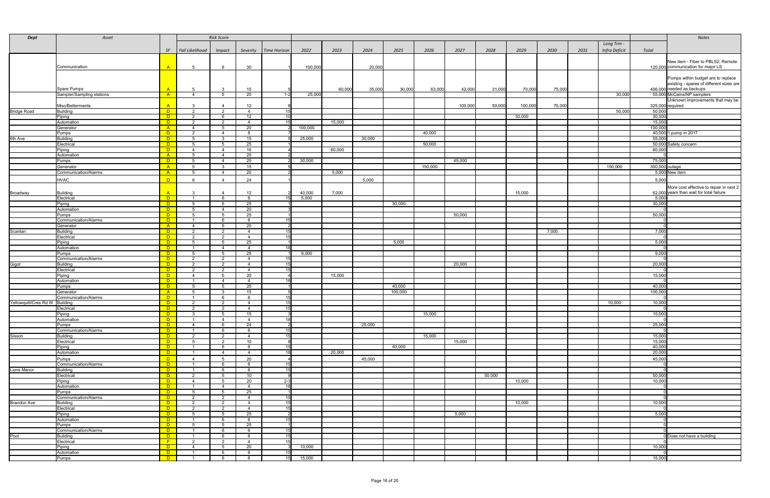| Dept | Asset | | Risk Score | | | | | | | | | | | | | | | | | Notes |
|---|---|---|---|---|---|---|---|---|---|---|---|---|---|---|---|---|---|---|---|---|
| | | SF | Fail Likelihood | Impact | Severity | Time Horizon | 2022 | 2023 | 2024 | 2025 | 2026 | 2027 | 2028 | 2029 | 2030 | 2031 | Long Trm - Infra Deficit | Total | |
| | Communication | A | 5 | 6 | 30 | 1 | 100,000 | | 20,000 | | | | | | | | | 120,000 | New item - Fiber to PBLS2; Remote communication for major LS |
| | Spare Pumps | A | 5 | 3 | 15 | 5 | | 60,000 | 35,000 | 30,000 | 63,000 | 42,000 | 31,000 | 70,000 | 75,000 | | | 406,000 | Pumps within budget are to replace existing - spares of different sizes are needed as backups |
| | Sampler/Sampling stations | A | 4 | 5 | 20 | 1-2 | 25,000 | | | | | | | | | | 30,000 | 55,000 | McCains/NP samplers |
| | Misc/Betterments | A | 3 | 4 | 12 | 8 | | | | | | 100,000 | 50,000 | 100,000 | 75,000 | | | 325,000 | Unknown improvements that may be required |
| Bridge Road | Building | D | 2 | 2 | 4 | 15 | | | | | | | | | | | 50,000 | 50,000 | |
| | Piping | D | 2 | 6 | 12 | 10 | | | | | | | | 30,000 | | | | 30,000 | |
| | Automation | D | 2 | 2 | 4 | 15 | | 15,000 | | | | | | | | | | 15,000 | |
| | Generator | A | 4 | 5 | 20 | 2 | 100,000 | | | | | | | | | | | 100,000 | |
| | Pumps | D | 2 | 4 | 8 | 7 | | | | | 40,000 | | | | | | | 40,000 | 1 pump in 2017 |
| 6th Ave | Building | D | 5 | 3 | 15 | 5 | 25,000 | | 30,000 | | | | | | | | | 55,000 | |
| | Electrical | D | 5 | 5 | 25 | 1 | | | | | 50,000 | | | | | | | 50,000 | Safety concern |
| | Piping | D | 4 | 4 | 16 | 4 | | 60,000 | | | | | | | | | | 60,000 | |
| | Automation | A | 5 | 4 | 20 | 2 | | | | | | | | | | | | 0 | |
| | Pumps | D | 5 | 4 | 20 | 2 | 30,000 | | | | | 45,000 | | | | | | 75,000 | |
| | Generator | A | 5 | 3 | 15 | 5 | | | | | 150,000 | | | | | | 150,000 | 300,000 | outage |
| | Communication/Alarms | A | 5 | 4 | 20 | 2 | | 5,000 | | | | | | | | | | 5,000 | New item |
| | HVAC | D | 6 | 4 | 24 | 1 | | | 5,000 | | | | | | | | | 5,000 | |
| Broadway | Building | A | 3 | 4 | 12 | 2 | 40,000 | 7,000 | | | | | | 15,000 | | | | 62,000 | More cost effective to repair in next 2 years than wait for total failure |
| | Electrical | D | 1 | 6 | 6 | 15 | 5,000 | | | | | | | | | | | 5,000 | |
| | Piping | D | 5 | 5 | 25 | 1 | | | | 30,000 | | | | | | | | 30,000 | |
| | Automation | D | 5 | 4 | 20 | 3 | | | | | | | | | | | | 0 | |
| | Pumps | D | 5 | 5 | 25 | 1 | | | | | | 50,000 | | | | | | 50,000 | |
| | Communication/Alarms | D | 1 | 6 | 6 | 15 | | | | | | | | | | | | 0 | |
| | Generator | A | 4 | 5 | 20 | 2 | | | | | | | | | | | | 0 | |
| Scanlan | Building | D | 2 | 2 | 4 | 15 | | | | | | | | | 7,000 | | | 7,000 | |
| | Electrical | D | 2 | 2 | 4 | 15 | | | | | | | | | | | | 0 | |
| | Piping | D | 5 | 5 | 25 | 1 | | | | 5,000 | | | | | | | | 5,000 | |
| | Automation | D | 1 | 4 | 4 | 18 | | | | | | | | | | | | 0 | |
| | Pumps | D | 5 | 5 | 25 | 1 | 9,000 | | | | | | | | | | | 9,000 | |
| | Communication/Alarms | D | 2 | 2 | 4 | 15 | | | | | | | | | | | | 0 | |
| Gigot | Building | D | 2 | 2 | 4 | 15 | | | | | | 20,000 | | | | | | 20,000 | |
| | Electrical | D | 2 | 2 | 4 | 15 | | | | | | | | | | | | 0 | |
| | Piping | D | 4 | 5 | 20 | 4 | | 15,000 | | | | | | | | | | 15,000 | |
| | Automation | D | 1 | 4 | 4 | 18 | | | | | | | | | | | | 0 | |
| | Pumps | D | 5 | 5 | 25 | 1 | | | | 40,000 | | | | | | | | 40,000 | |
| | Generator | A | 5 | 3 | 15 | 5 | | | | 100,000 | | | | | | | | 100,000 | |
| | Communication/Alarms | D | 1 | 6 | 6 | 15 | | | | | | | | | | | | 0 | |
| Yellowquill/Cres Rd W | Building | D | 2 | 2 | 4 | 15 | | | | | | | | | | | 10,000 | 10,000 | |
| | Electrical | D | 2 | 2 | 4 | 15 | | | | | | | | | | | | 0 | |
| | Piping | D | 3 | 5 | 15 | 3 | | | | | 15,000 | | | | | | | 15,000 | |
| | Automation | D | 1 | 4 | 4 | 18 | | | | | | | | | | | | 0 | |
| | Pumps | D | 4 | 6 | 24 | 2 | | | 25,000 | | | | | | | | | 25,000 | |
| | Communication/Alarms | D | 1 | 6 | 6 | 15 | | | | | | | | | | | | 0 | |
| Sisson | Building | D | 2 | 2 | 4 | 15 | | | | | 15,000 | | | | | | | 15,000 | |
| | Electrical | D | 5 | 2 | 10 | 8 | | | | | | 15,000 | | | | | | 15,000 | |
| | Piping | D | 1 | 6 | 6 | 15 | | | | 40,000 | | | | | | | | 40,000 | |
| | Automation | D | 1 | 4 | 4 | 18 | | 20,000 | | | | | | | | | | 20,000 | |
| | Pumps | D | 4 | 5 | 20 | 4 | | | 45,000 | | | | | | | | | 45,000 | |
| | Communication/Alarms | D | 1 | 6 | 6 | 15 | | | | | | | | | | | | 0 | |
| Lions Manor | Building | D | 1 | 6 | 6 | 15 | | | | | | | | | | | | 0 | |
| | Electrical | D | 2 | 5 | 10 | 9 | | | | | | | 50,000 | | | | | 50,000 | |
| | Piping | D | 4 | 5 | 20 | 2-3 | | | | | | | | 10,000 | | | | 10,000 | |
| | Automation | D | 1 | 4 | 4 | 18 | | | | | | | | | | | | 0 | |
| | Pumps | D | 5 | 5 | 25 | 1 | | | | | | | | | | | | 0 | |
| | Communication/Alarms | D | 2 | 2 | 4 | 15 | | | | | | | | | | | | 0 | |
| Brandon Ave | Building | D | 2 | 2 | 4 | 15 | | | | | | | | 10,000 | | | | 10,000 | |
| | Electrical | D | 2 | 2 | 4 | 15 | | | | | | | | | | | | 0 | |
| | Piping | D | 5 | 5 | 25 | 2 | | | | | | 5,000 | | | | | | 5,000 | |
| | Automation | D | 1 | 6 | 6 | 15 | | | | | | | | | | | | 0 | |
| | Pumps | D | 5 | 5 | 25 | 1 | | | | | | | | | | | | 0 | |
| | Communication/Alarms | D | 1 | 6 | 6 | 15 | | | | | | | | | | | | 0 | |
| Pool | Building | D | 1 | 6 | 6 | 15 | | | | | | | | | | | | 0 | Does not have a building |
| | Electrical | F | 2 | 2 | 4 | 15 | | | | | | | | | | | | 0 | |
| | Piping | D | 4 | 5 | 20 | 3 | 10,000 | | | | | | | | | | | 10,000 | |
| | Automation | D | 1 | 6 | 6 | 15 | | | | | | | | | | | | 0 | |
| | Pumps | D | 1 | 6 | 6 | 15 | 15,000 | | | | | | | | | | | 15,000 | |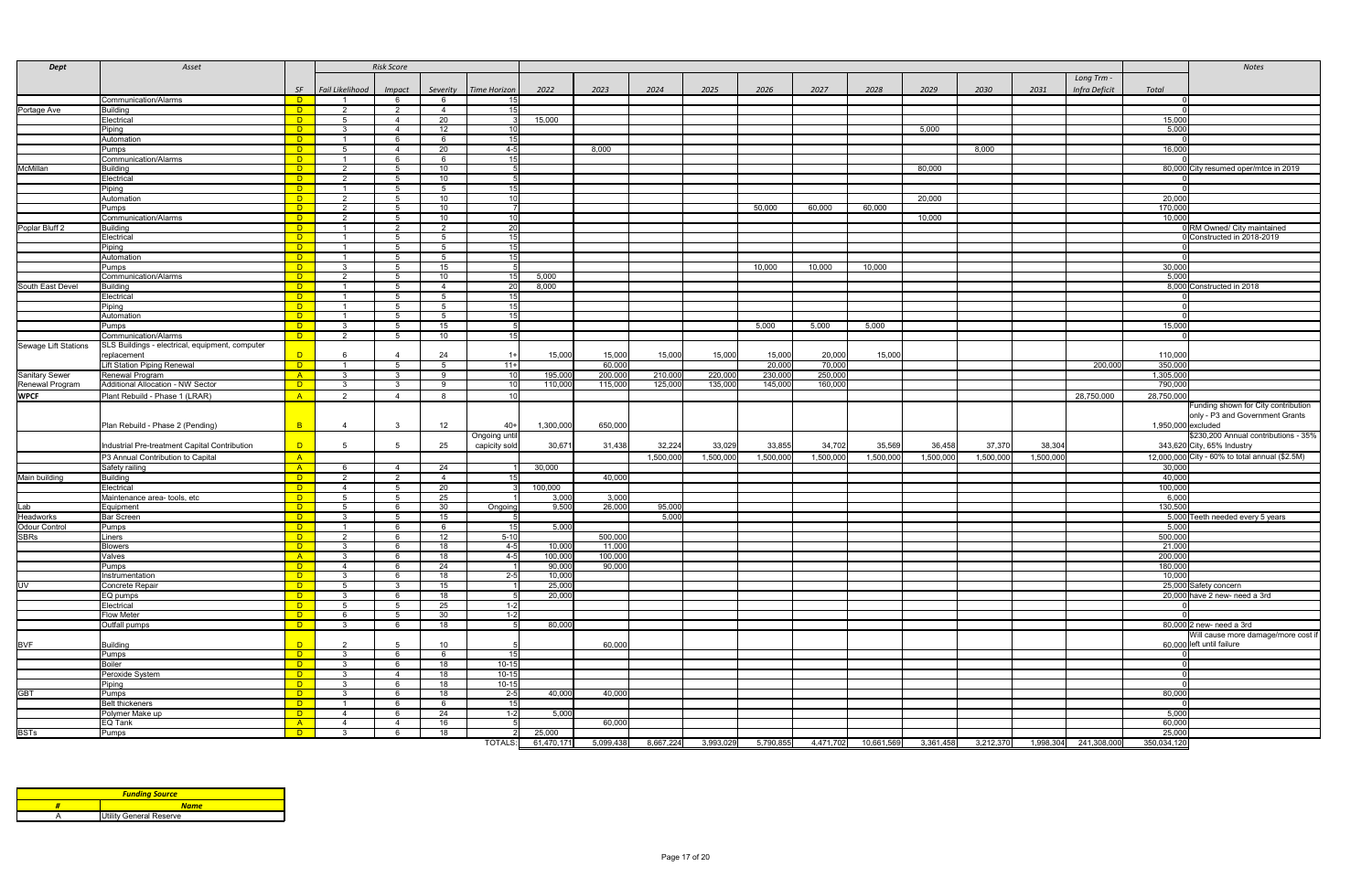| Dept | Asset | | Risk Score | | | | | | | | | | | | | | | | | Notes |
|---|---|---|---|---|---|---|---|---|---|---|---|---|---|---|---|---|---|---|---|---|
| | | SF | Fail Likelihood | Impact | Severity | Time Horizon | 2022 | 2023 | 2024 | 2025 | 2026 | 2027 | 2028 | 2029 | 2030 | 2031 | Long Trm - Infra Deficit | Total | |
| | Communication/Alarms | D | 1 | 6 | 6 | 15 | | | | | | | | | | | | 0 | |
| Portage Ave | Building | D | 2 | 2 | 4 | 15 | | | | | | | | | | | | 0 | |
| | Electrical | D | 5 | 4 | 20 | 3 | 15,000 | | | | | | | | | | | 15,000 | |
| | Piping | D | 3 | 4 | 12 | 10 | | | | | | | | 5,000 | | | | 5,000 | |
| | Automation | D | 1 | 6 | 6 | 15 | | | | | | | | | | | | 0 | |
| | Pumps | D | 5 | 4 | 20 | 4-5 | | 8,000 | | | | | | | 8,000 | | | 16,000 | |
| | Communication/Alarms | D | 1 | 6 | 6 | 15 | | | | | | | | | | | | 0 | |
| McMillan | Building | D | 2 | 5 | 10 | 5 | | | | | | | | 80,000 | | | | 80,000 | City resumed oper/mtce in 2019 |
| | Electrical | D | 2 | 5 | 10 | 5 | | | | | | | | | | | | 0 | |
| | Piping | D | 1 | 5 | 5 | 15 | | | | | | | | | | | | 0 | |
| | Automation | D | 2 | 5 | 10 | 10 | | | | | | | | 20,000 | | | | 20,000 | |
| | Pumps | D | 2 | 5 | 10 | 7 | | | | | 50,000 | 60,000 | 60,000 | | | | | 170,000 | |
| | Communication/Alarms | D | 2 | 5 | 10 | 10 | | | | | | | | 10,000 | | | | 10,000 | |
| Poplar Bluff 2 | Building | D | 1 | 2 | 2 | 20 | | | | | | | | | | | | 0 | RM Owned/ City maintained |
| | Electrical | D | 1 | 5 | 5 | 15 | | | | | | | | | | | | 0 | Constructed in 2018-2019 |
| | Piping | D | 1 | 5 | 5 | 15 | | | | | | | | | | | | 0 | |
| | Automation | D | 1 | 5 | 5 | 15 | | | | | | | | | | | | 0 | |
| | Pumps | D | 3 | 5 | 15 | 5 | | | | | 10,000 | 10,000 | 10,000 | | | | | 30,000 | |
| | Communication/Alarms | D | 2 | 5 | 10 | 15 | 5,000 | | | | | | | | | | | 5,000 | |
| South East Devel | Building | D | 1 | 5 | 4 | 20 | 8,000 | | | | | | | | | | | 8,000 | Constructed in 2018 |
| | Electrical | D | 1 | 5 | 5 | 15 | | | | | | | | | | | | 0 | |
| | Piping | D | 1 | 5 | 5 | 15 | | | | | | | | | | | | 0 | |
| | Automation | D | 1 | 5 | 5 | 15 | | | | | | | | | | | | 0 | |
| | Pumps | D | 3 | 5 | 15 | 5 | | | | | 5,000 | 5,000 | 5,000 | | | | | 15,000 | |
| | Communication/Alarms | D | 2 | 5 | 10 | 15 | | | | | | | | | | | | 0 | |
| Sewage Lift Stations | SLS Buildings - electrical, equipment, computer replacement | D | 6 | 4 | 24 | 1+ | 15,000 | 15,000 | 15,000 | 15,000 | 15,000 | 20,000 | 15,000 | | | | | 110,000 | |
| | Lift Station Piping Renewal | D | 1 | 5 | 5 | 11+ | | 60,000 | | | 20,000 | 70,000 | | | | | 200,000 | 350,000 | |
| Sanitary Sewer | Renewal Program | A | 3 | 3 | 9 | 10 | 195,000 | 200,000 | 210,000 | 220,000 | 230,000 | 250,000 | | | | | | 1,305,000 | |
| Renewal Program | Additional Allocation - NW Sector | D | 3 | 3 | 9 | 10 | 110,000 | 115,000 | 125,000 | 135,000 | 145,000 | 160,000 | | | | | | 790,000 | |
| WPCF | Plant Rebuild - Phase 1 (LRAR) | A | 2 | 4 | 8 | 10 | | | | | | | | | | | 28,750,000 | 28,750,000 | |
| | Plan Rebuild - Phase 2 (Pending) | B | 4 | 3 | 12 | 40+ | 1,300,000 | 650,000 | | | | | | | | | | 1,950,000 | Funding shown for City contribution only - P3 and Government Grants excluded |
| | Industrial Pre-treatment Capital Contribution | D | 5 | 5 | 25 | Ongoing until capicity sold | 30,671 | 31,438 | 32,224 | 33,029 | 33,855 | 34,702 | 35,569 | 36,458 | 37,370 | 38,304 | | 343,620 | $230,200 Annual contributions - 35% City, 65% Industry |
| | P3 Annual Contribution to Capital | A | | | | | | | 1,500,000 | 1,500,000 | 1,500,000 | 1,500,000 | 1,500,000 | 1,500,000 | 1,500,000 | 1,500,000 | | 12,000,000 | City - 60% to total annual ($2.5M) |
| | Safety railing | A | 6 | 4 | 24 | 1 | 30,000 | | | | | | | | | | | 30,000 | |
| Main building | Building | D | 2 | 2 | 4 | 15 | | 40,000 | | | | | | | | | | 40,000 | |
| | Electrical | D | 4 | 5 | 20 | 3 | 100,000 | | | | | | | | | | | 100,000 | |
| | Maintenance area- tools, etc | D | 5 | 5 | 25 | 1 | 3,000 | 3,000 | | | | | | | | | | 6,000 | |
| Lab | Equipment | D | 5 | 6 | 30 | Ongoing | 9,500 | 26,000 | 95,000 | | | | | | | | | 130,500 | |
| Headworks | Bar Screen | D | 3 | 5 | 15 | 5 | | | 5,000 | | | | | | | | | 5,000 | Teeth needed every 5 years |
| Odour Control | Pumps | D | 1 | 6 | 6 | 15 | 5,000 | | | | | | | | | | | 5,000 | |
| SBRs | Liners | D | 2 | 6 | 12 | 5-10 | | 500,000 | | | | | | | | | | 500,000 | |
| | Blowers | D | 3 | 6 | 18 | 4-5 | 10,000 | 11,000 | | | | | | | | | | 21,000 | |
| | Valves | A | 3 | 6 | 18 | 4-5 | 100,000 | 100,000 | | | | | | | | | | 200,000 | |
| | Pumps | D | 4 | 6 | 24 | 1 | 90,000 | 90,000 | | | | | | | | | | 180,000 | |
| | Instrumentation | D | 3 | 6 | 18 | 2-5 | 10,000 | | | | | | | | | | | 10,000 | |
| UV | Concrete Repair | D | 5 | 3 | 15 | 1 | 25,000 | | | | | | | | | | | 25,000 | Safety concern |
| | EQ pumps | D | 3 | 6 | 18 | 5 | 20,000 | | | | | | | | | | | 20,000 | have 2 new- need a 3rd |
| | Electrical | D | 5 | 5 | 25 | 1-2 | | | | | | | | | | | | 0 | |
| | Flow Meter | D | 6 | 5 | 30 | 1-2 | | | | | | | | | | | | 0 | |
| | Outfall pumps | D | 3 | 6 | 18 | 5 | 80,000 | | | | | | | | | | | 80,000 | 2 new- need a 3rd |
| BVF | Building | D | 2 | 5 | 10 | 5 | | 60,000 | | | | | | | | | | 60,000 | Will cause more damage/more cost if left until failure |
| | Pumps | D | 3 | 6 | 6 | 15 | | | | | | | | | | | | 0 | |
| | Boiler | D | 3 | 6 | 18 | 10-15 | | | | | | | | | | | | 0 | |
| | Peroxide System | D | 3 | 4 | 18 | 10-15 | | | | | | | | | | | | 0 | |
| | Piping | D | 3 | 6 | 18 | 10-15 | | | | | | | | | | | | 0 | |
| GBT | Pumps | D | 3 | 6 | 18 | 2-5 | 40,000 | 40,000 | | | | | | | | | | 80,000 | |
| | Belt thickeners | D | 1 | 6 | 6 | 15 | | | | | | | | | | | | 0 | |
| | Polymer Make up | D | 4 | 6 | 24 | 1-2 | 5,000 | | | | | | | | | | | 5,000 | |
| | EQ Tank | A | 4 | 4 | 16 | 5 | | 60,000 | | | | | | | | | | 60,000 | |
| BSTs | Pumps | D | 3 | 6 | 18 | 2 | 25,000 | | | | | | | | | | | 25,000 | |
| | | | | | | TOTALS: | 61,470,171 | 5,099,438 | 8,667,224 | 3,993,029 | 5,790,855 | 4,471,702 | 10,661,569 | 3,361,458 | 3,212,370 | 1,998,304 | 241,308,000 | 350,034,120 | |

| Funding Source | |
|---|---|
| # | Name |
| A | Utility General Reserve |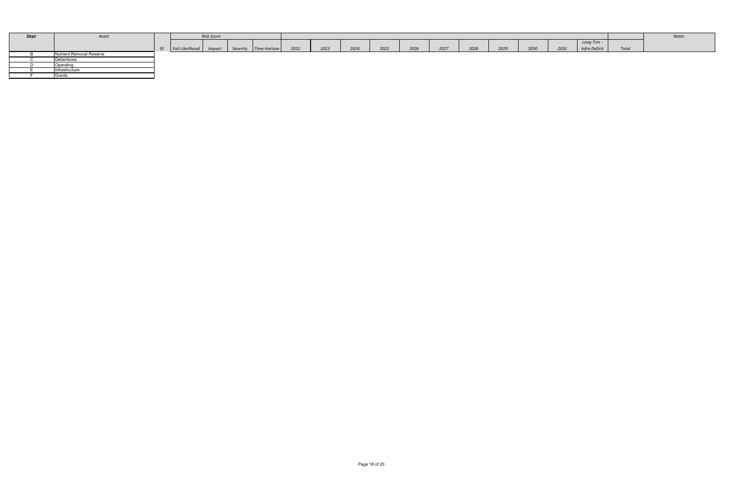| *Dept* | *Asset* | | *Risk Score* | | | | | | | | | | | | | | | | *Notes* |
|---|---|---|---|---|---|---|---|---|---|---|---|---|---|---|---|---|---|---|---|
| | | *SF* | *Fail Likelihood* | *Impact* | *Severity* | *Time Horizon* | *2022* | *2023* | *2024* | *2025* | *2026* | *2027* | *2028* | *2029* | *2030* | *2031* | *Long Trm - Infra Deficit* | *Total* | |
| B | Nutrient Removal Reserve | | | | | | | | | | | | | | | | | | |
| C | Debentures | | | | | | | | | | | | | | | | | | |
| D | Operating | | | | | | | | | | | | | | | | | | |
| E | Infrastructure | | | | | | | | | | | | | | | | | | |
| F | Grants | | | | | | | | | | | | | | | | | | |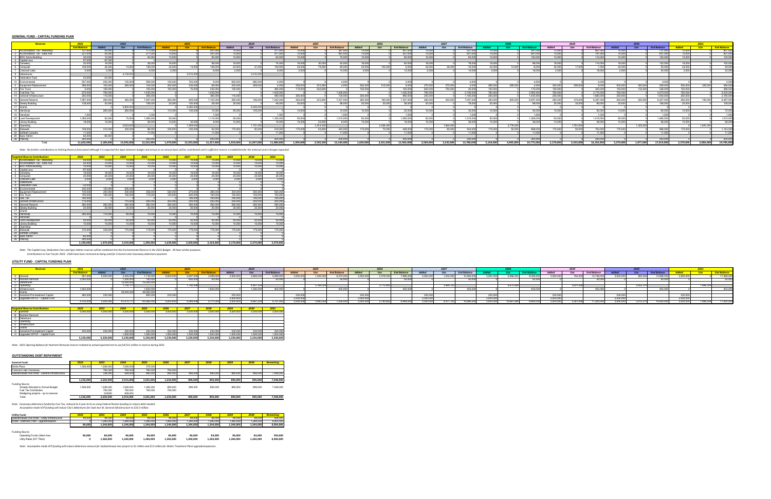## GENERAL FUND - CAPITAL FUNDING PLAN

| Reserves | 2021 | 2022 | | | 2023 | | | 2024 | | | 2025 | | | 2026 | | | 2027 | | | 2028 | | | 2029 | | | 2030 | | | 2031 | | |
|---|---|---|---|---|---|---|---|---|---|---|---|---|---|---|---|---|---|---|---|---|---|---|---|---|---|---|---|---|---|---|---|
| | End Balance | Added | Use | End Balance | Added | Use | End Balance | Added | Use | End Balance | Added | Use | End Balance | Added | Use | End Balance | Added | Use | End Balance | Added | Use | End Balance | Added | Use | End Balance | Added | Use | End Balance | Added | Use | End Balance |
| 1 Accommodation Tax - Marketing | 127,000 | 50,000 | 0 | 177,000 | 70,000 | 0 | 247,000 | 70,000 | 0 | 317,000 | 70,000 | 0 | 387,000 | 70,000 | 0 | 457,000 | 70,000 | 0 | 527,000 | 70,000 | 0 | 597,000 | 70,000 | 0 | 667,000 | 70,000 | 0 | 737,000 | 70,000 | 0 | 807,000 |
| 2 Accommodation Tax - Sask Ave | 221,000 | 50,000 | 0 | 271,000 | 70,000 | 0 | 341,000 | 70,000 | 0 | 411,000 | 70,000 | 0 | 481,000 | 70,000 | 0 | 551,000 | 70,000 | 0 | 621,000 | 70,000 | 0 | 691,000 | 70,000 | 0 | 761,000 | 70,000 | 0 | 831,000 | 70,000 | 0 | 901,000 |
| 3 BDO Arena Building | 30,000 | 10,000 | 0 | 40,000 | 10,000 | 0 | 50,000 | 10,000 | 0 | 60,000 | 10,000 | 0 | 70,000 | 10,000 | 0 | 80,000 | 10,000 | 0 | 90,000 | 10,000 | 0 | 100,000 | 10,000 | 0 | 110,000 | 10,000 | 0 | 120,000 | 10,000 | 0 | 130,000 |
| 4 Capital Levy | 67,000 | -67,000 | | | | | | | | | | | | | | | | | | | | | | | | | | | | | |
| 5 Cemetery | 20,000 | 18,000 | 0 | 38,000 | 18,000 | 0 | 56,000 | 18,000 | 0 | 74,000 | 18,000 | 50,000 | 42,000 | 18,000 | 0 | 60,000 | 18,000 | 0 | 78,000 | 18,000 | 0 | 96,000 | 18,000 | 0 | 114,000 | 18,000 | 0 | 132,000 | 18,000 | 0 | 150,000 |
| 6 Computer | 126,000 | 24,000 | 14,000 | 136,000 | 24,000 | 14,000 | 146,000 | 24,000 | 31,000 | 139,000 | 24,000 | 79,000 | 84,000 | 24,000 | 102,000 | 6,000 | 24,000 | 46,000 | -16,000 | 24,000 | 14,000 | -6,000 | 24,000 | 17,000 | 1,000 | 24,000 | 0 | 25,000 | 24,000 | 0 | 49,000 |
| 7 Crescent Lake | 2,000 | 2,000 | 0 | 4,000 | 2,000 | 0 | 6,000 | 2,000 | 0 | 8,000 | 2,000 | 0 | 10,000 | 2,000 | 0 | 12,000 | 2,000 | 0 | 14,000 | 2,000 | 0 | 16,000 | 2,000 | 0 | 18,000 | 2,000 | 0 | 20,000 | 2,000 | 0 | 22,000 |
| 8 Debentures | | | 4,100,000 | | | 3,510,000 | | | 3,010,000 | | | | | | | | | | | | | | | | | | | | | | |
| 9 Dedication Fees | 23,000 | -23,000 | | | | | | | | | | | | | | | | | | | | | | | | | | | | | |
| 10 Environmental | 507,000 | 202,000 | 150,000 | 559,000 | 150,000 | 700,000 | 9,000 | 655,000 | 660,000 | 4,000 | 0 | 0 | 4,000 | 0 | 0 | 4,000 | 0 | 0 | 4,000 | 0 | 0 | 4,000 | 0 | 0 | 4,000 | 0 | 0 | 4,000 | 0 | 0 | 4,000 |
| 11 Equipment Replacement | 286,000 | 100,000 | 265,000 | 194,000 | 200,000 | 225,000 | 99,000 | 200,000 | 295,000 | 4,000 | 255,000 | 255,000 | 4,000 | 520,000 | 515,000 | 9,000 | 270,000 | 275,000 | 4,000 | 285,000 | 285,000 | 4,000 | 300,000 | 295,000 | 9,000 | 500,000 | 300,000 | 209,000 | 500,000 | 325,000 | 384,000 |
| 12 Fire Truck | 5,000 | 150,000 | 0 | 155,000 | 150,000 | 70,000 | 235,000 | 150,000 | 0 | 385,000 | 175,000 | 560,000 | 0 | 150,000 | 0 | 150,000 | 620,000 | 750,000 | 20,000 | 150,000 | 0 | 170,000 | 150,000 | 0 | 320,000 | 150,000 | 132,000 | 338,000 | 150,000 | 0 | 488,000 |
| 13 Fuel Tax | 675,000 | 760,000 | 0 | 1,435,000 | 0 | 0 | 1,435,000 | 0 | 0 | 1,435,000 | 0 | 0 | 1,435,000 | 0 | 0 | 1,435,000 | 760,000 | 0 | 2,195,000 | 760,000 | 0 | 2,955,000 | 760,000 | 0 | 3,715,000 | 760,000 | 0 | 4,475,000 | 760,000 | 0 | 5,235,000 |
| 14 General Infrastructure | 250,000 | 115,000 | 0 | 365,000 | 0 | 0 | 365,000 | 115,000 | 0 | 480,000 | 250,000 | 0 | 730,000 | 250,000 | 0 | 980,000 | 250,000 | 0 | 1,180,000 | 250,000 | 0 | 1,430,000 | 250,000 | 0 | 1,680,000 | 250,000 | 0 | 1,930,000 | 250,000 | 0 | 2,180,000 |
| 15 General Reserve | 7,587,000 | 260,000 | 360,000 | 7,487,000 | 260,000 | 645,000 | 7,102,000 | 260,000 | 160,000 | 7,202,000 | 260,000 | 225,000 | 7,237,000 | 260,000 | 160,000 | 7,337,000 | 260,000 | 540,000 | 7,057,000 | 260,000 | 820,000 | 6,497,000 | 260,000 | 370,000 | 6,387,000 | 260,000 | 220,000 | 6,427,000 | 260,000 | 190,000 | 6,497,000 |
| 16 Gleeby Building | 138,000 | 20,000 | 0 | 158,000 | 20,000 | 150,000 | 28,000 | 20,000 | 0 | 48,000 | 20,000 | 0 | 68,000 | 20,000 | 30,000 | 58,000 | 20,000 | 0 | 78,000 | 20,000 | 0 | 98,000 | 20,000 | 30,000 | 88,000 | 20,000 | 0 | 108,000 | 20,000 | 0 | 128,000 |
| 17 Grants | | | 5,000,000 | | 5,000,000 | | | | 5,050,000 | | | | | | | | | | | | | | | | | | | | | | |
| 18 Handicap | 0 | 260,000 | 260,000 | 0 | 110,000 | 100,000 | 10,000 | 90,000 | 100,000 | 0 | 10,000 | 0 | 10,000 | 10,000 | 0 | 20,000 | 10,000 | 0 | 30,000 | 10,000 | 0 | 40,000 | 10,000 | 0 | 50,000 | 10,000 | 0 | 60,000 | 10,000 | 0 | 70,000 |
| 19 Handivan | 1,000 | | 0 | 1,000 | | | 1,000 | | | 1,000 | | | 1,000 | | | 1,000 | | | 1,000 | | | 1,000 | | | 1,000 | | | 1,000 | | | 1,000 |
| 20 Land Development | 1,085,000 | 50,000 | 70,000 | 1,065,000 | 50,000 | 0 | 1,115,000 | 50,000 | 0 | 1,165,000 | 50,000 | 0 | 1,215,000 | 50,000 | 0 | 1,265,000 | 50,000 | 0 | 1,315,000 | 50,000 | 0 | 1,365,000 | 50,000 | 0 | 1,415,000 | 50,000 | 0 | 1,465,000 | 50,000 | 0 | 1,515,000 |
| 21 Library Building | 18,000 | 10,000 | 0 | 28,000 | 10,000 | 30,000 | 8,000 | 10,000 | 0 | 18,000 | 10,000 | 20,000 | 8,000 | 10,000 | 0 | 18,000 | 10,000 | 0 | 28,000 | 10,000 | 0 | 38,000 | 10,000 | 0 | 48,000 | 10,000 | 0 | 58,000 | 10,000 | 0 | 68,000 |
| 22 Operating | | | 2,623,000 | | | 1,509,000 | | | 1,721,000 | | | 1,353,500 | | | 2,454,000 | | | 1,844,000 | | | 3,776,000 | | | 1,751,000 | | | 1,325,000 | | | 1,491,000 | |
| 23 Sidewalk | 108,000 | 310,000 | 330,000 | 88,000 | 335,000 | 330,000 | 93,000 | 175,000 | 50,000 | 218,000 | 175,000 | 50,000 | 343,000 | 175,000 | 70,000 | 448,000 | 175,000 | 80,000 | 543,000 | 175,000 | 50,000 | 668,000 | 175,000 | 50,000 | 793,000 | 175,000 | 0 | 968,000 | 175,000 | 0 | 1,143,000 |
| 24 Softball Complex | 11,000 | | | 11,000 | | | 11,000 | | | 11,000 | | | 11,000 | | | 11,000 | | | 11,000 | | | 11,000 | | | 11,000 | | | 11,000 | | | 11,000 |
| 25 Spec Admin | 82,000 | -82,000 | | | | | | | | | | | | | | | | | | | | | | | | | | | | | |
| 26 Paving | 200,000 | | | 200,000 | | | 200,000 | | | 200,000 | | | 200,000 | | | 200,000 | | | 200,000 | | | 200,000 | | | 200,000 | | | 200,000 | | | 200,000 |
| Total | 11,603,000 | 2,189,000 | 13,992,000 | 12,322,000 | 1,479,000 | 12,353,000 | 11,327,000 | 1,919,000 | 11,047,000 | 11,980,000 | 1,099,000 | 2,592,500 | 12,140,000 | 1,639,000 | 3,331,000 | 12,902,000 | 2,569,000 | 3,535,000 | 13,760,000 | 2,164,000 | 4,945,000 | 14,775,000 | 2,379,000 | 2,542,000 | 16,192,000 | 2,379,000 | 1,977,000 | 17,919,000 | 2,379,000 | 2,006,000 | 19,783,000 |

*Note: No further contributions to Policing Reserve forecasted although it is expected the lapse between budget and actual on an annual basis will be contributed until a sufficient reserve is established for the national union changes expected.*

| Targeted Reserve Contributions | 2022 | 2023 | 2024 | 2025 | 2026 | 2027 | 2028 | 2029 | 2030 | 2031 |
|---|---|---|---|---|---|---|---|---|---|---|
| 1 Accommodation Tax - Marketing | 50,000 | 70,000 | 70,000 | 70,000 | 70,000 | 70,000 | 70,000 | 70,000 | 70,000 | 70,000 |
| 2 Accommodation Tax - Sask Ave | 50,000 | 70,000 | 70,000 | 70,000 | 70,000 | 70,000 | 70,000 | 70,000 | 70,000 | 70,000 |
| 3 BDO Arena Building | 10,000 | 10,000 | 10,000 | 10,000 | 10,000 | 10,000 | 10,000 | 10,000 | 10,000 | 10,000 |
| 4 Capital Levy | -67,000 | 0 | 0 | 0 | 0 | 0 | 0 | 0 | 0 | 0 |
| 5 Cemetery | 18,000 | 18,000 | 18,000 | 18,000 | 18,000 | 18,000 | 18,000 | 18,000 | 18,000 | 18,000 |
| 6 Computer | 24,000 | 24,000 | 24,000 | 24,000 | 24,000 | 24,000 | 24,000 | 24,000 | 24,000 | 24,000 |
| 7 Crescent Lake | 2,000 | 2,000 | 2,000 | 2,000 | 2,000 | 2,000 | 2,000 | 2,000 | 2,000 | 2,000 |
| 8 Debentures | | | | | | | | | | |
| 9 Dedication Fees | -23,000 | | | | | | | | | |
| 10 Environmental | 202,000 | 150,000 | 655,000 | | | | | | | |
| 11 Equipment Replacement | 100,000 | 200,000 | 200,000 | 255,000 | 520,000 | 270,000 | 285,000 | 300,000 | 500,000 | 500,000 |
| 12 Fire Truck | 150,000 | 150,000 | 150,000 | 175,000 | 150,000 | 620,000 | 150,000 | 150,000 | 150,000 | 150,000 |
| 13 Fuel Tax | 760,000 | | | | | 760,000 | 760,000 | 760,000 | 760,000 | 760,000 |
| 14 General Infrastructure | 115,000 | 0 | 115,000 | 250,000 | 250,000 | 250,000 | 250,000 | 250,000 | 250,000 | 250,000 |
| 15 General Reserve | 260,000 | 260,000 | 260,000 | 260,000 | 260,000 | 260,000 | 260,000 | 260,000 | 260,000 | 260,000 |
| 16 Gleeby Building | 20,000 | 20,000 | 20,000 | 20,000 | 20,000 | 20,000 | 20,000 | 20,000 | 20,000 | 20,000 |
| 17 Grants | | | | | | | | | | |
| 18 Handicap | 260,000 | 110,000 | 90,000 | 10,000 | 10,000 | 10,000 | 10,000 | 10,000 | 10,000 | 10,000 |
| 19 Handivan | | | | | | | | | | |
| 20 Land Development | 50,000 | 50,000 | 50,000 | 50,000 | 50,000 | 50,000 | 50,000 | 50,000 | 50,000 | 50,000 |
| 21 Library Building | 10,000 | 10,000 | 10,000 | 10,000 | 10,000 | 10,000 | 10,000 | 10,000 | 10,000 | 10,000 |
| 22 Operating | | | | | | | | | | |
| 23 Sidewalk | 310,000 | 335,000 | 175,000 | 175,000 | 175,000 | 175,000 | 175,000 | 175,000 | 175,000 | 175,000 |
| 24 Softball Complex | | | | | | | | | | |
| 25 Spec Admin | -82,000 | | | | | | | | | |
| 26 Paving | 200,000 | | | | | | | | | |
| | 2,189,000 | 1,479,000 | 1,919,000 | 1,399,000 | 1,639,000 | 2,569,000 | 2,164,000 | 2,379,000 | 2,379,000 | 2,379,000 |

*Note: The Capital Levy, Dedication Fees and Spec Admin reserves will be combined into the Environmental Reserve in the 2022 Budget. All have similar purposes.*
*Contributions to Fuel Tax for 2023 - 2026 have been removed as being used for Crescent Lake Causeway debenture payment.*

## UTILITY FUND - CAPITAL FUNDING PLAN

| Reserves | 2021 | 2022 | | | 2023 | | | 2024 | | | 2025 | | | 2026 | | | 2027 | | | 2028 | | | 2029 | | | 2030 | | | 2031 | | |
|---|---|---|---|---|---|---|---|---|---|---|---|---|---|---|---|---|---|---|---|---|---|---|---|---|---|---|---|---|---|---|---|
| | End Balance | Added | Use | End Balance | Added | Use | End Balance | Added | Use | End Balance | Added | Use | End Balance | Added | Use | End Balance | Added | Use | End Balance | Added | Use | End Balance | Added | Use | End Balance | Added | Use | End Balance | Added | Use | End Balance |
| A General | 551,000 | 5,000,000 | 4,435,000 | 1,116,000 | 5,000,000 | 2,657,000 | 3,459,000 | 3,500,000 | 2,660,000 | 4,299,000 | 3,500,000 | 1,225,000 | 6,574,000 | 3,500,000 | 2,078,000 | 7,996,000 | 3,500,000 | 1,002,000 | 10,494,000 | 3,500,000 | 5,986,000 | 8,008,000 | 3,500,000 | 768,000 | 10,740,000 | 3,500,000 | 280,000 | 13,960,000 | 3,500,000 | 0 | 17,460,000 |
| B Pavement Removal | 2,000,000 | | 1,450,000 | 750,000 | | 600,000 | 50,000 | | | 50,000 | | | 50,000 | | | 50,000 | | | 50,000 | | | 50,000 | | | 50,000 | | | 50,000 | | | 50,000 |
| C Debenture | | | 15,000,000 | -15,000,000 | | | | | | | | | | | | | | | | | | | | | | | | | | | |
| D Operating | | | 1,735,171 | | | 1,792,636 | | | 4,007,224 | | | 2,740,029 | | | 2,712,000 | | | 3,469,722 | | | 4,575,580 | | | 2,601,455 | | | 2,992,315 | | | 1,986,306 | |
| E Infrastructure | 1,602,000 | | | 1,602,000 | | | 1,602,000 | | 1,200,000 | 402,000 | | | 402,000 | | | 402,000 | | | 402,000 | | | 402,000 | | | 402,000 | | | 402,000 | | | 402,000 |
| F Grants | | | 24,000,000 | -24,000,000 | | | | | | | | | | | | | | | | | | | | | | | | | | | |
| G Industrial Pre-treatment Capital | 460,000 | 230,000 | | 690,000 | 230,000 | | | 230,000 | | | 230,000 | | | 230,000 | | | 230,000 | | | 230,000 | | | 230,000 | | | 230,000 | | | 230,000 | | |
| H Upgraded WPCP - Capital Fund | | | | | | | | 2,500,000 | | | 2,500,000 | | | 2,500,000 | | | 2,500,000 | | | 2,500,000 | | | 2,500,000 | | | 2,500,000 | | | | | |
| | 4,153,000 | 5,230,000 | 47,470,171 | -43,592,000 | 5,230,000 | 5,099,636 | 5,117,000 | 3,500,000 | 3,960,000 | 4,637,224 | 4,751,000 | 3,500,000 | 3,960,029 | 7,026,000 | 3,500,000 | 5,790,000 | 8,448,000 | 3,500,000 | 4,471,722 | 10,946,000 | 3,500,000 | 10,561,580 | 8,460,000 | 3,500,000 | 3,369,455 | 11,292,000 | 3,500,000 | 3,272,315 | 14,420,000 | 3,500,000 | 17,920,000 |

| Targeted Reserve Contributions | 2022 | 2023 | 2024 | 2025 | 2026 | 2027 | 2028 | 2029 | 2030 | 2031 |
|---|---|---|---|---|---|---|---|---|---|---|
| A General | 5,000,000 | 5,000,000 | 3,500,000 | 3,500,000 | 3,500,000 | 3,500,000 | 3,500,000 | 3,500,000 | 3,500,000 | 3,500,000 |
| B Pavement Removal | | | | | | | | | | |
| C Debenture | | | | | | | | | | |
| D Operating | | | | | | | | | | |
| E Infrastructure | | | | | | | | | | |
| F Grants | | | | | | | | | | |
| G Industrial Pre-treatment Capital | 230,000 | 230,000 | 230,000 | 230,000 | 230,000 | 230,000 | 230,000 | 230,000 | 230,000 | 230,000 |
| H Upgraded WPCP - Capital Fund | | | 1,500,000 | 1,500,000 | 1,500,000 | 1,500,000 | 1,500,000 | 1,500,000 | 1,500,000 | 1,500,000 |
| | 5,230,000 | 5,230,000 | 5,230,000 | 5,230,000 | 5,230,000 | 5,230,000 | 5,230,000 | 5,230,000 | 5,230,000 | 5,230,000 |

*Note: 2021 Opening Balance for Pavement Removal reserve restated as actual expected not to use full $11 million in reserve during 2021.*

## OUTSTANDING DEBT REPAYMENT

| General Fund: | 2022 | 2023 | 2024 | 2025 | 2026 | 2027 | 2028 | 2029 | 2030 | Remaining |
|---|---|---|---|---|---|---|---|---|---|---|
| Glide Place | 1,526,000 | 1,526,000 | 1,526,000 | 375,000 | | | | | | |
| Crescent Lake Causeway | | 760,000 | 760,000 | 760,000 | 760,000 | | | | | |
| Saskatchewan Ave West - General Infrastructure | | 334,000 | 628,000 | 890,000 | 890,000 | 890,000 | 890,000 | 890,000 | 890,000 | 7,048,000 |
| | 1,526,000 | 2,620,000 | 2,914,000 | 2,025,000 | 1,650,000 | 890,000 | 890,000 | 890,000 | 890,000 | 7,048,000 |
| Funding Source | | | | | | | | | | |
| Already Allocated in Annual Budget | 1,526,000 | 1,526,000 | 1,526,000 | 1,265,000 | 890,000 | 890,000 | 890,000 | 890,000 | 890,000 | 7,048,000 |
| Fuel Tax Contribution | | 760,000 | 760,000 | 760,000 | 760,000 | | | | | |
| Realigning projects - up to reserves | | 334000 | 628,000 | | | | | | | |
| Total | 1,526,000 | 2,620,000 | 2,914,000 | 2,025,000 | 1,650,000 | 890,000 | 890,000 | 890,000 | 890,000 | 7,048,000 |

*Note: Causeway debenture funded by Fuel Tax, reduced to 4 year term as using Federal Restart funding to reduce debt needed.*
*Assumption made ICIP funding will reduce City's debentures for Sask Ave W, General Infrastructure to $10.5 million.*

| Utility Fund: | 2022 | 2023 | 2024 | 2025 | 2026 | 2027 | 2028 | 2029 | 2030 | Remaining |
|---|---|---|---|---|---|---|---|---|---|---|
| Saskatchewan Ave West - Utility Infrastructure | 84,000 | 84,000 | 84,000 | 84,000 | 84,000 | 84,000 | 84,000 | 84,000 | 84,000 | 504,000 |
| Water Treatment Plant - Upgrade/Expand | | 1,260,000 | 1,260,000 | 1,260,000 | 1,260,000 | 1,260,000 | 1,260,000 | 1,260,000 | 1,260,000 | 8,400,000 |
| | 84,000 | 1,344,000 | 1,344,000 | 1,344,000 | 1,344,000 | 1,344,000 | 1,344,000 | 1,344,000 | 1,344,000 | 8,904,000 |
| Funding Source | | | | | | | | | | |
| Operating Funds (Sask Ave) | 84,000 | 84,000 | 84,000 | 84,000 | 84,000 | 84,000 | 84,000 | 84,000 | 84,000 | 504,000 |
| Utility Rates (WT Plant) | 0 | 1,260,000 | 1,260,000 | 1,260,000 | 1,260,000 | 1,260,000 | 1,260,000 | 1,260,000 | 1,260,000 | 8,400,000 |

*Note: Assumption made ICIP funding will reduce debenture amount for Saskatchewan Ave project to $1 million and $15 million for Water Treatment Plant upgrade/expansion.*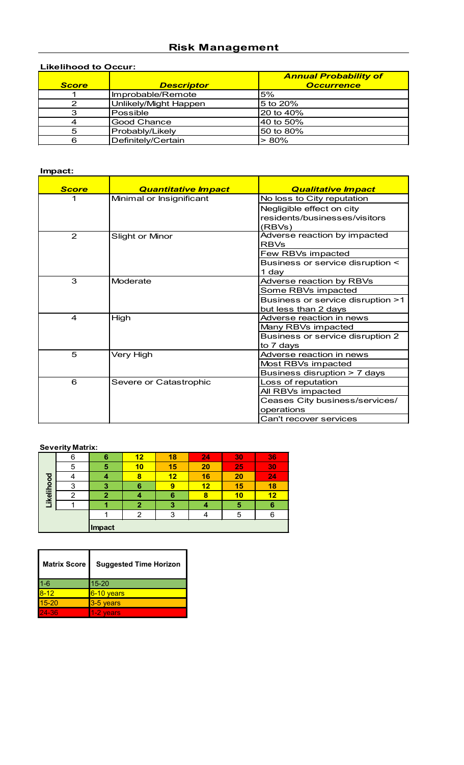## Risk Management

**Likelihood to Occur:**

| Score | Descriptor | Annual Probability of Occurrence |
|---|---|---|
| 1 | Improbable/Remote | 5% |
| 2 | Unlikely/Might Happen | 5 to 20% |
| 3 | Possible | 20 to 40% |
| 4 | Good Chance | 40 to 50% |
| 5 | Probably/Likely | 50 to 80% |
| 6 | Definitely/Certain | > 80% |

**Impact:**

| Score | Quantitative Impact | Qualitative Impact |
|---|---|---|
| 1 | Minimal or Insignificant | No loss to City reputation |
| | | Negligible effect on city residents/businesses/visitors (RBVs) |
| 2 | Slight or Minor | Adverse reaction by impacted RBVs |
| | | Few RBVs impacted |
| | | Business or service disruption < 1 day |
| 3 | Moderate | Adverse reaction by RBVs |
| | | Some RBVs impacted |
| | | Business or service disruption >1 but less than 2 days |
| 4 | High | Adverse reaction in news |
| | | Many RBVs impacted |
| | | Business or service disruption 2 to 7 days |
| 5 | Very High | Adverse reaction in news |
| | | Most RBVs impacted |
| | | Business disruption > 7 days |
| 6 | Severe or Catastrophic | Loss of reputation |
| | | All RBVs impacted |
| | | Ceases City business/services/ operations |
| | | Can't recover services |

**Severity Matrix:**

| Likelihood | | | | | | |
|---|---|---|---|---|---|---|
| 6 | 6 | 12 | 18 | 24 | 30 | 36 |
| 5 | 5 | 10 | 15 | 20 | 25 | 30 |
| 4 | 4 | 8 | 12 | 16 | 20 | 24 |
| 3 | 3 | 6 | 9 | 12 | 15 | 18 |
| 2 | 2 | 4 | 6 | 8 | 10 | 12 |
| 1 | 1 | 2 | 3 | 4 | 5 | 6 |
| | 1 | 2 | 3 | 4 | 5 | 6 |
| | Impact | | | | | |

| Matrix Score | Suggested Time Horizon |
|---|---|
| 1-6 | 15-20 |
| 8-12 | 6-10 years |
| 15-20 | 3-5 years |
| 24-36 | 1-2 years |